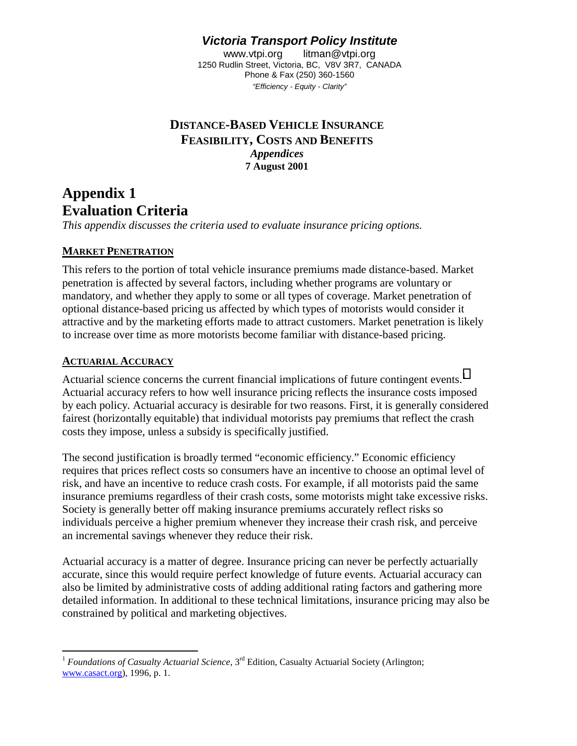***Victoria Transport Policy Institute***

www.vtpi.org  litman@vtpi.org
1250 Rudlin Street, Victoria, BC, V8V 3R7, CANADA
Phone & Fax (250) 360-1560
*"Efficiency - Equity - Clarity"*

**DISTANCE-BASED VEHICLE INSURANCE**
**FEASIBILITY, COSTS AND BENEFITS**
***Appendices***
**7 August 2001**

# Appendix 1
# Evaluation Criteria

*This appendix discusses the criteria used to evaluate insurance pricing options.*

## MARKET PENETRATION

This refers to the portion of total vehicle insurance premiums made distance-based. Market penetration is affected by several factors, including whether programs are voluntary or mandatory, and whether they apply to some or all types of coverage. Market penetration of optional distance-based pricing us affected by which types of motorists would consider it attractive and by the marketing efforts made to attract customers. Market penetration is likely to increase over time as more motorists become familiar with distance-based pricing.

## ACTUARIAL ACCURACY

Actuarial science concerns the current financial implications of future contingent events.[1] Actuarial accuracy refers to how well insurance pricing reflects the insurance costs imposed by each policy. Actuarial accuracy is desirable for two reasons. First, it is generally considered fairest (horizontally equitable) that individual motorists pay premiums that reflect the crash costs they impose, unless a subsidy is specifically justified.

The second justification is broadly termed "economic efficiency." Economic efficiency requires that prices reflect costs so consumers have an incentive to choose an optimal level of risk, and have an incentive to reduce crash costs. For example, if all motorists paid the same insurance premiums regardless of their crash costs, some motorists might take excessive risks. Society is generally better off making insurance premiums accurately reflect risks so individuals perceive a higher premium whenever they increase their crash risk, and perceive an incremental savings whenever they reduce their risk.

Actuarial accuracy is a matter of degree. Insurance pricing can never be perfectly actuarially accurate, since this would require perfect knowledge of future events. Actuarial accuracy can also be limited by administrative costs of adding additional rating factors and gathering more detailed information. In additional to these technical limitations, insurance pricing may also be constrained by political and marketing objectives.

---

[1] *Foundations of Casualty Actuarial Science*, 3rd Edition, Casualty Actuarial Society (Arlington; www.casact.org), 1996, p. 1.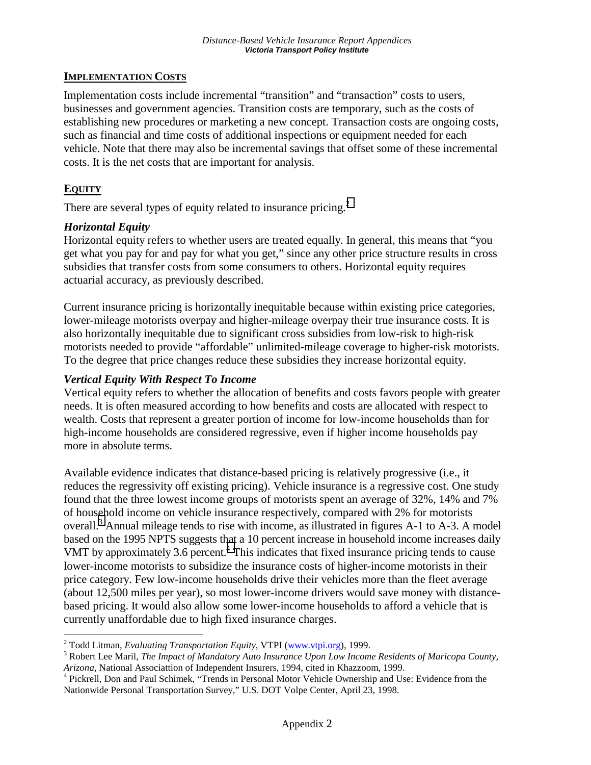## IMPLEMENTATION COSTS

Implementation costs include incremental "transition" and "transaction" costs to users, businesses and government agencies. Transition costs are temporary, such as the costs of establishing new procedures or marketing a new concept. Transaction costs are ongoing costs, such as financial and time costs of additional inspections or equipment needed for each vehicle. Note that there may also be incremental savings that offset some of these incremental costs. It is the net costs that are important for analysis.

## EQUITY

There are several types of equity related to insurance pricing.[2]

### *Horizontal Equity*

Horizontal equity refers to whether users are treated equally. In general, this means that "you get what you pay for and pay for what you get," since any other price structure results in cross subsidies that transfer costs from some consumers to others. Horizontal equity requires actuarial accuracy, as previously described.

Current insurance pricing is horizontally inequitable because within existing price categories, lower-mileage motorists overpay and higher-mileage overpay their true insurance costs. It is also horizontally inequitable due to significant cross subsidies from low-risk to high-risk motorists needed to provide "affordable" unlimited-mileage coverage to higher-risk motorists. To the degree that price changes reduce these subsidies they increase horizontal equity.

### *Vertical Equity With Respect To Income*

Vertical equity refers to whether the allocation of benefits and costs favors people with greater needs. It is often measured according to how benefits and costs are allocated with respect to wealth. Costs that represent a greater portion of income for low-income households than for high-income households are considered regressive, even if higher income households pay more in absolute terms.

Available evidence indicates that distance-based pricing is relatively progressive (i.e., it reduces the regressivity off existing pricing). Vehicle insurance is a regressive cost. One study found that the three lowest income groups of motorists spent an average of 32%, 14% and 7% of household income on vehicle insurance respectively, compared with 2% for motorists overall.[3] Annual mileage tends to rise with income, as illustrated in figures A-1 to A-3. A model based on the 1995 NPTS suggests that a 10 percent increase in household income increases daily VMT by approximately 3.6 percent.[4] This indicates that fixed insurance pricing tends to cause lower-income motorists to subsidize the insurance costs of higher-income motorists in their price category. Few low-income households drive their vehicles more than the fleet average (about 12,500 miles per year), so most lower-income drivers would save money with distance-based pricing. It would also allow some lower-income households to afford a vehicle that is currently unaffordable due to high fixed insurance charges.

---

[2] Todd Litman, *Evaluating Transportation Equity*, VTPI (www.vtpi.org), 1999.

[3] Robert Lee Maril, *The Impact of Mandatory Auto Insurance Upon Low Income Residents of Maricopa County, Arizona*, National Associattion of Independent Insurers, 1994, cited in Khazzoom, 1999.

[4] Pickrell, Don and Paul Schimek, "Trends in Personal Motor Vehicle Ownership and Use: Evidence from the Nationwide Personal Transportation Survey," U.S. DOT Volpe Center, April 23, 1998.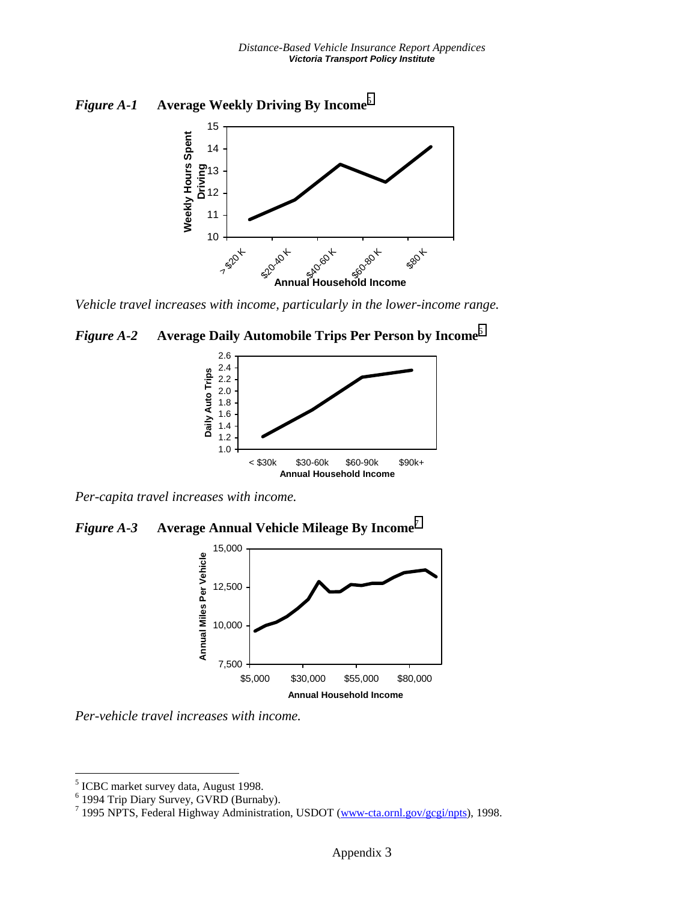*Figure A-1* **Average Weekly Driving By Income**[5]

*Vehicle travel increases with income, particularly in the lower-income range.*

*Figure A-2* **Average Daily Automobile Trips Per Person by Income**[6]

*Per-capita travel increases with income.*

*Figure A-3* **Average Annual Vehicle Mileage By Income**[7]

*Per-vehicle travel increases with income.*

---

[5] ICBC market survey data, August 1998.

[6] 1994 Trip Diary Survey, GVRD (Burnaby).

[7] 1995 NPTS, Federal Highway Administration, USDOT (www-cta.ornl.gov/gcgi/npts), 1998.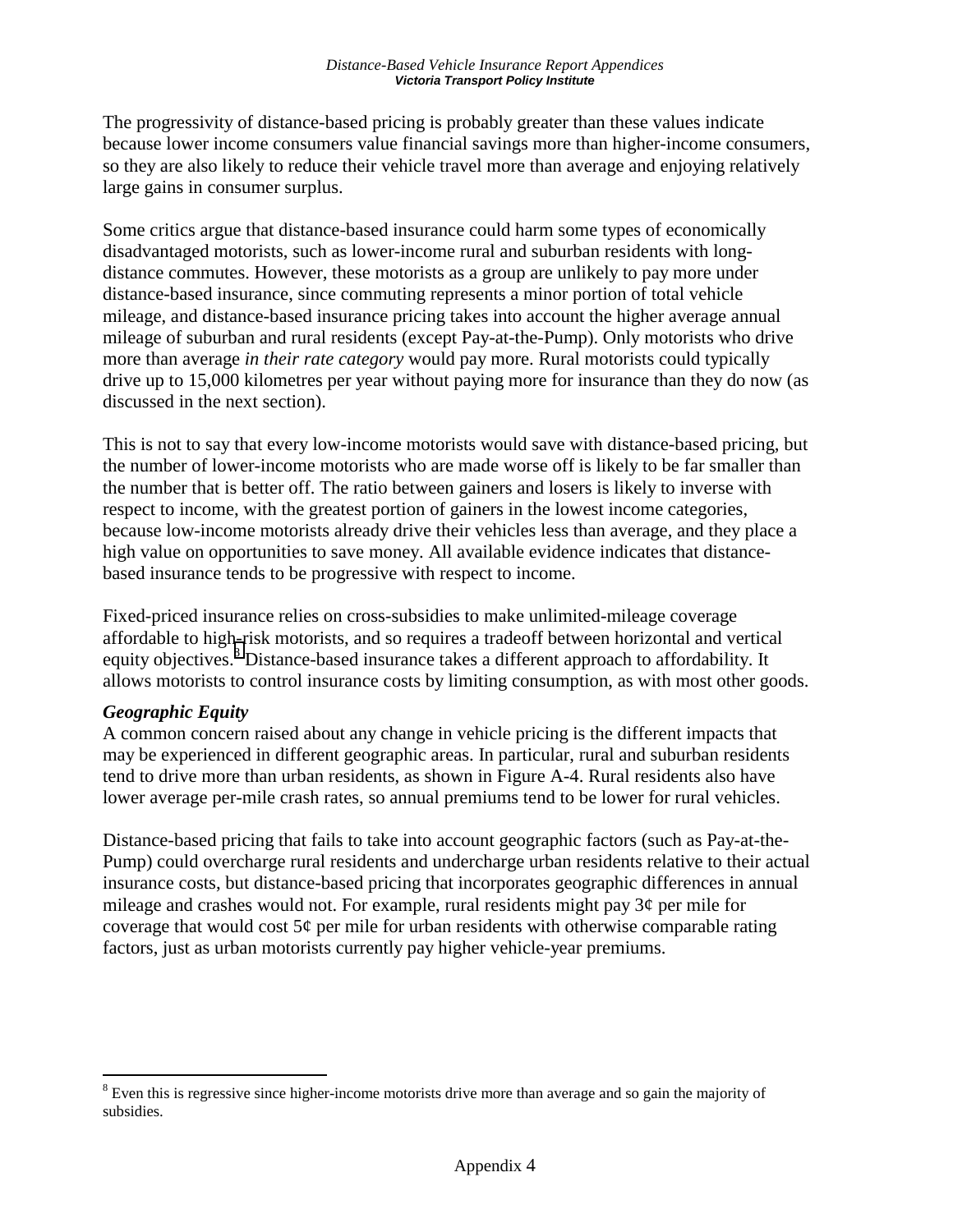The progressivity of distance-based pricing is probably greater than these values indicate because lower income consumers value financial savings more than higher-income consumers, so they are also likely to reduce their vehicle travel more than average and enjoying relatively large gains in consumer surplus.

Some critics argue that distance-based insurance could harm some types of economically disadvantaged motorists, such as lower-income rural and suburban residents with long-distance commutes. However, these motorists as a group are unlikely to pay more under distance-based insurance, since commuting represents a minor portion of total vehicle mileage, and distance-based insurance pricing takes into account the higher average annual mileage of suburban and rural residents (except Pay-at-the-Pump). Only motorists who drive more than average *in their rate category* would pay more. Rural motorists could typically drive up to 15,000 kilometres per year without paying more for insurance than they do now (as discussed in the next section).

This is not to say that every low-income motorists would save with distance-based pricing, but the number of lower-income motorists who are made worse off is likely to be far smaller than the number that is better off. The ratio between gainers and losers is likely to inverse with respect to income, with the greatest portion of gainers in the lowest income categories, because low-income motorists already drive their vehicles less than average, and they place a high value on opportunities to save money. All available evidence indicates that distance-based insurance tends to be progressive with respect to income.

Fixed-priced insurance relies on cross-subsidies to make unlimited-mileage coverage affordable to high-risk motorists, and so requires a tradeoff between horizontal and vertical equity objectives.[8] Distance-based insurance takes a different approach to affordability. It allows motorists to control insurance costs by limiting consumption, as with most other goods.

### *Geographic Equity*

A common concern raised about any change in vehicle pricing is the different impacts that may be experienced in different geographic areas. In particular, rural and suburban residents tend to drive more than urban residents, as shown in Figure A-4. Rural residents also have lower average per-mile crash rates, so annual premiums tend to be lower for rural vehicles.

Distance-based pricing that fails to take into account geographic factors (such as Pay-at-the-Pump) could overcharge rural residents and undercharge urban residents relative to their actual insurance costs, but distance-based pricing that incorporates geographic differences in annual mileage and crashes would not. For example, rural residents might pay 3¢ per mile for coverage that would cost 5¢ per mile for urban residents with otherwise comparable rating factors, just as urban motorists currently pay higher vehicle-year premiums.

---

[8] Even this is regressive since higher-income motorists drive more than average and so gain the majority of subsidies.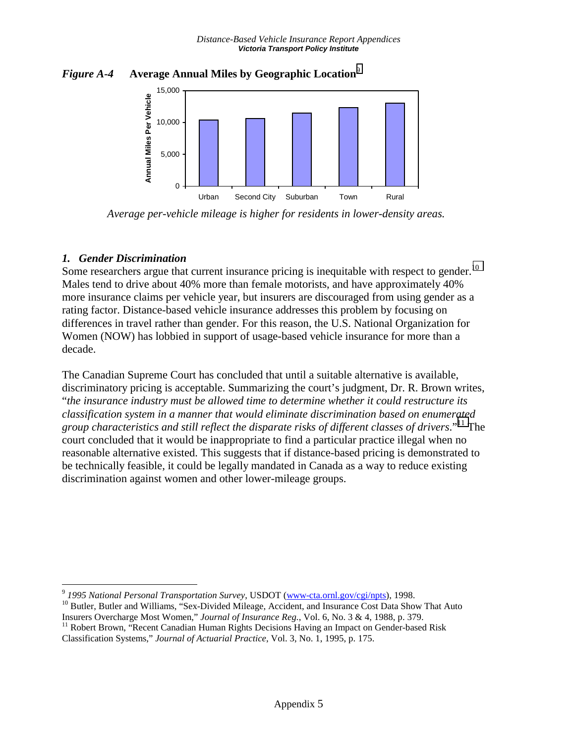*Figure A-4* **Average Annual Miles by Geographic Location**[9]

*Average per-vehicle mileage is higher for residents in lower-density areas.*

### *1. Gender Discrimination*

Some researchers argue that current insurance pricing is inequitable with respect to gender.[10] Males tend to drive about 40% more than female motorists, and have approximately 40% more insurance claims per vehicle year, but insurers are discouraged from using gender as a rating factor. Distance-based vehicle insurance addresses this problem by focusing on differences in travel rather than gender. For this reason, the U.S. National Organization for Women (NOW) has lobbied in support of usage-based vehicle insurance for more than a decade.

The Canadian Supreme Court has concluded that until a suitable alternative is available, discriminatory pricing is acceptable. Summarizing the court's judgment, Dr. R. Brown writes, "*the insurance industry must be allowed time to determine whether it could restructure its classification system in a manner that would eliminate discrimination based on enumerated group characteristics and still reflect the disparate risks of different classes of drivers*."[11] The court concluded that it would be inappropriate to find a particular practice illegal when no reasonable alternative existed. This suggests that if distance-based pricing is demonstrated to be technically feasible, it could be legally mandated in Canada as a way to reduce existing discrimination against women and other lower-mileage groups.

---

[9] *1995 National Personal Transportation Survey*, USDOT (www-cta.ornl.gov/cgi/npts), 1998.

[10] Butler, Butler and Williams, "Sex-Divided Mileage, Accident, and Insurance Cost Data Show That Auto Insurers Overcharge Most Women," *Journal of Insurance Reg.*, Vol. 6, No. 3 & 4, 1988, p. 379.

[11] Robert Brown, "Recent Canadian Human Rights Decisions Having an Impact on Gender-based Risk Classification Systems," *Journal of Actuarial Practice*, Vol. 3, No. 1, 1995, p. 175.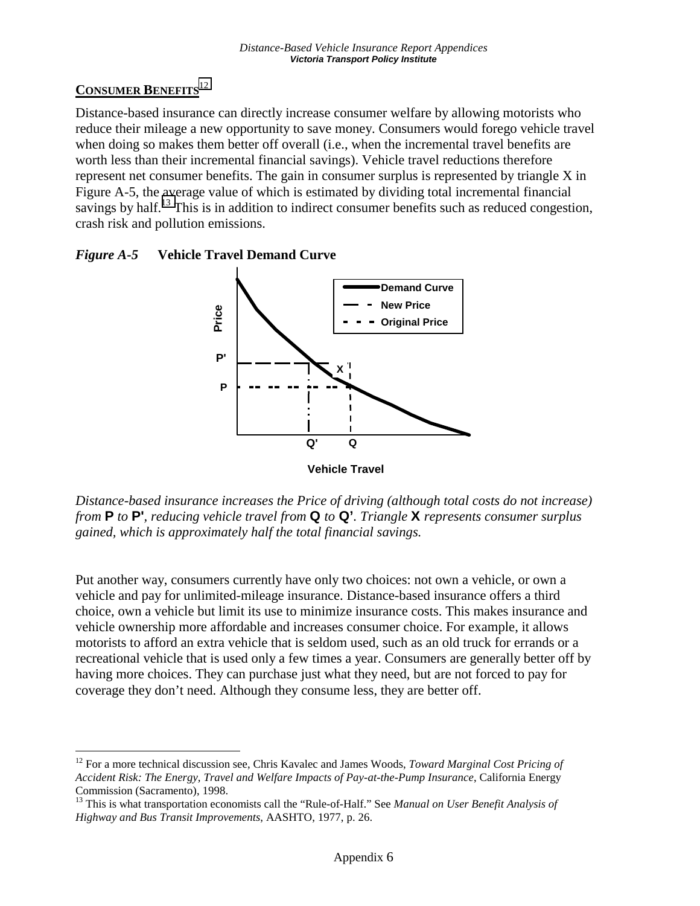## CONSUMER BENEFITS[12]

Distance-based insurance can directly increase consumer welfare by allowing motorists who reduce their mileage a new opportunity to save money. Consumers would forego vehicle travel when doing so makes them better off overall (i.e., when the incremental travel benefits are worth less than their incremental financial savings). Vehicle travel reductions therefore represent net consumer benefits. The gain in consumer surplus is represented by triangle X in Figure A-5, the average value of which is estimated by dividing total incremental financial savings by half.[13] This is in addition to indirect consumer benefits such as reduced congestion, crash risk and pollution emissions.

***Figure A-5*** **Vehicle Travel Demand Curve**

*Distance-based insurance increases the Price of driving (although total costs do not increase) from* **P** *to* **P'**, *reducing vehicle travel from* **Q** *to* **Q'**. *Triangle* **X** *represents consumer surplus gained, which is approximately half the total financial savings.*

Put another way, consumers currently have only two choices: not own a vehicle, or own a vehicle and pay for unlimited-mileage insurance. Distance-based insurance offers a third choice, own a vehicle but limit its use to minimize insurance costs. This makes insurance and vehicle ownership more affordable and increases consumer choice. For example, it allows motorists to afford an extra vehicle that is seldom used, such as an old truck for errands or a recreational vehicle that is used only a few times a year. Consumers are generally better off by having more choices. They can purchase just what they need, but are not forced to pay for coverage they don't need. Although they consume less, they are better off.

---

[12] For a more technical discussion see, Chris Kavalec and James Woods, *Toward Marginal Cost Pricing of Accident Risk: The Energy, Travel and Welfare Impacts of Pay-at-the-Pump Insurance*, California Energy Commission (Sacramento), 1998.

[13] This is what transportation economists call the "Rule-of-Half." See *Manual on User Benefit Analysis of Highway and Bus Transit Improvements*, AASHTO, 1977, p. 26.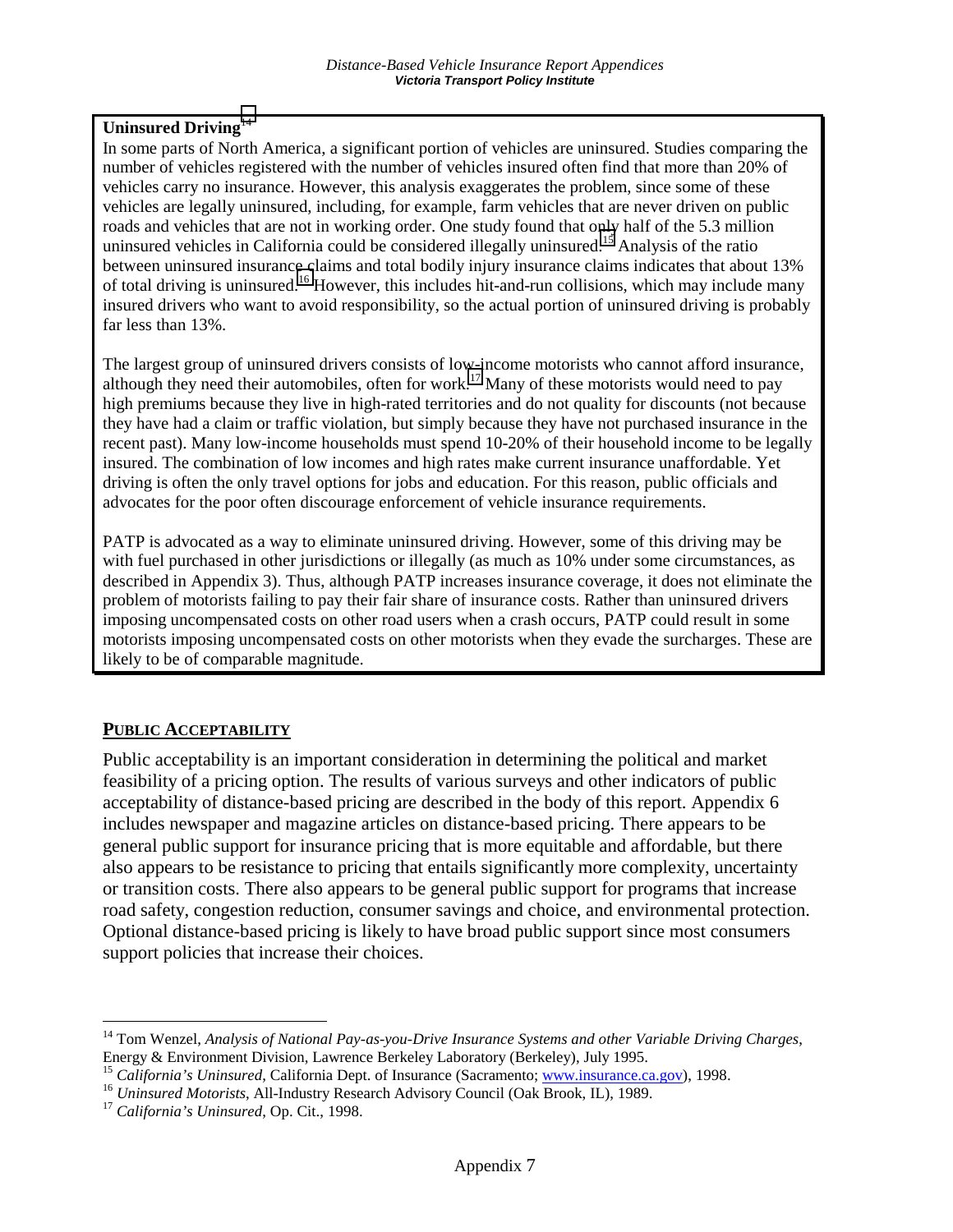**Uninsured Driving**[14]

In some parts of North America, a significant portion of vehicles are uninsured. Studies comparing the number of vehicles registered with the number of vehicles insured often find that more than 20% of vehicles carry no insurance. However, this analysis exaggerates the problem, since some of these vehicles are legally uninsured, including, for example, farm vehicles that are never driven on public roads and vehicles that are not in working order. One study found that only half of the 5.3 million uninsured vehicles in California could be considered illegally uninsured.[15] Analysis of the ratio between uninsured insurance claims and total bodily injury insurance claims indicates that about 13% of total driving is uninsured.[16] However, this includes hit-and-run collisions, which may include many insured drivers who want to avoid responsibility, so the actual portion of uninsured driving is probably far less than 13%.

The largest group of uninsured drivers consists of low-income motorists who cannot afford insurance, although they need their automobiles, often for work.[17] Many of these motorists would need to pay high premiums because they live in high-rated territories and do not quality for discounts (not because they have had a claim or traffic violation, but simply because they have not purchased insurance in the recent past). Many low-income households must spend 10-20% of their household income to be legally insured. The combination of low incomes and high rates make current insurance unaffordable. Yet driving is often the only travel options for jobs and education. For this reason, public officials and advocates for the poor often discourage enforcement of vehicle insurance requirements.

PATP is advocated as a way to eliminate uninsured driving. However, some of this driving may be with fuel purchased in other jurisdictions or illegally (as much as 10% under some circumstances, as described in Appendix 3). Thus, although PATP increases insurance coverage, it does not eliminate the problem of motorists failing to pay their fair share of insurance costs. Rather than uninsured drivers imposing uncompensated costs on other road users when a crash occurs, PATP could result in some motorists imposing uncompensated costs on other motorists when they evade the surcharges. These are likely to be of comparable magnitude.

## PUBLIC ACCEPTABILITY

Public acceptability is an important consideration in determining the political and market feasibility of a pricing option. The results of various surveys and other indicators of public acceptability of distance-based pricing are described in the body of this report. Appendix 6 includes newspaper and magazine articles on distance-based pricing. There appears to be general public support for insurance pricing that is more equitable and affordable, but there also appears to be resistance to pricing that entails significantly more complexity, uncertainty or transition costs. There also appears to be general public support for programs that increase road safety, congestion reduction, consumer savings and choice, and environmental protection. Optional distance-based pricing is likely to have broad public support since most consumers support policies that increase their choices.

---

[14] Tom Wenzel, *Analysis of National Pay-as-you-Drive Insurance Systems and other Variable Driving Charges*, Energy & Environment Division, Lawrence Berkeley Laboratory (Berkeley), July 1995.

[15] *California's Uninsured*, California Dept. of Insurance (Sacramento; www.insurance.ca.gov), 1998.

[16] *Uninsured Motorists*, All-Industry Research Advisory Council (Oak Brook, IL), 1989.

[17] *California's Uninsured*, Op. Cit., 1998.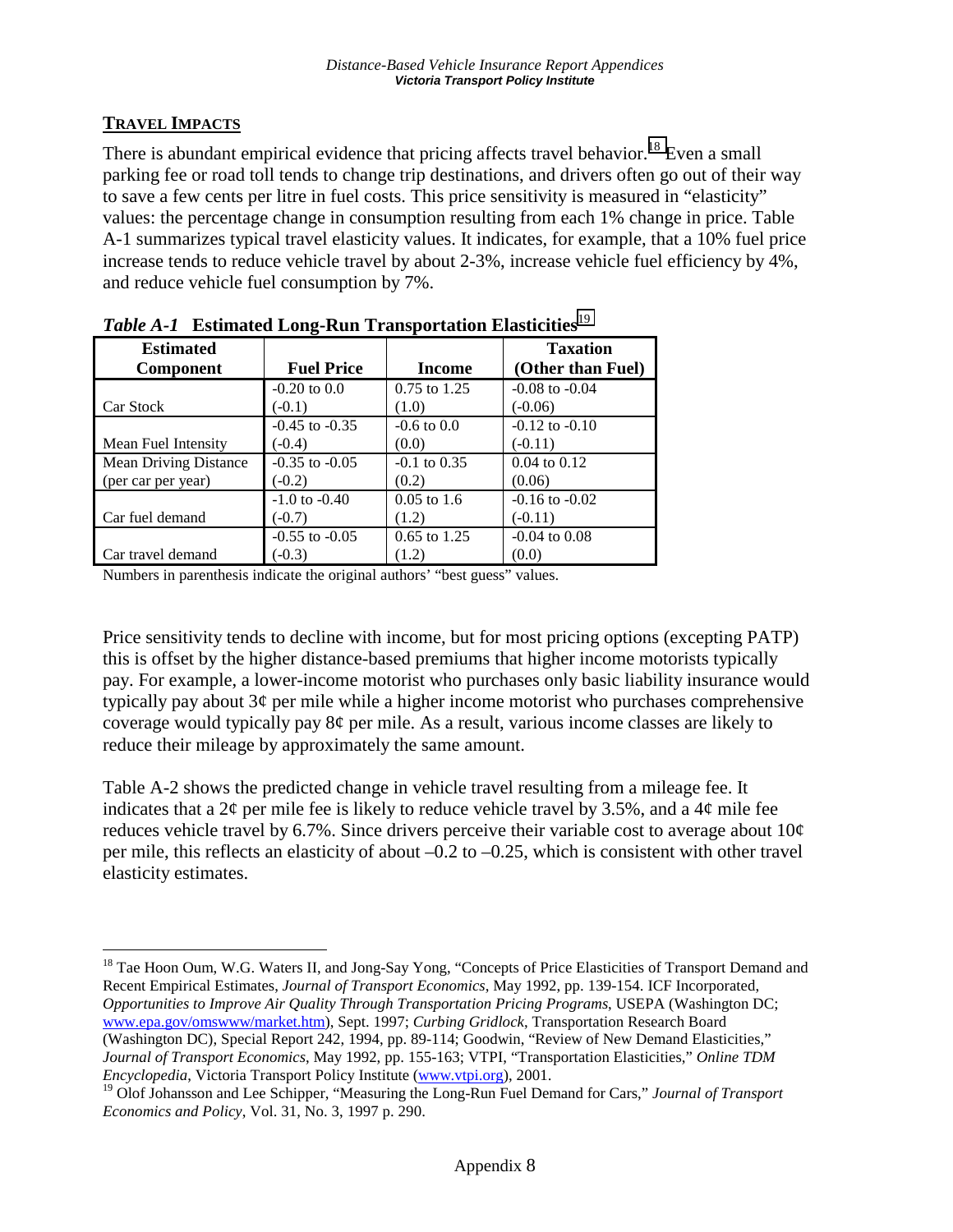## TRAVEL IMPACTS

There is abundant empirical evidence that pricing affects travel behavior.[18] Even a small parking fee or road toll tends to change trip destinations, and drivers often go out of their way to save a few cents per litre in fuel costs. This price sensitivity is measured in "elasticity" values: the percentage change in consumption resulting from each 1% change in price. Table A-1 summarizes typical travel elasticity values. It indicates, for example, that a 10% fuel price increase tends to reduce vehicle travel by about 2-3%, increase vehicle fuel efficiency by 4%, and reduce vehicle fuel consumption by 7%.

*Table A-1* **Estimated Long-Run Transportation Elasticities**[19]

| Estimated Component | Fuel Price | Income | Taxation (Other than Fuel) |
|---|---|---|---|
| Car Stock | -0.20 to 0.0 (-0.1) | 0.75 to 1.25 (1.0) | -0.08 to -0.04 (-0.06) |
| Mean Fuel Intensity | -0.45 to -0.35 (-0.4) | -0.6 to 0.0 (0.0) | -0.12 to -0.10 (-0.11) |
| Mean Driving Distance (per car per year) | -0.35 to -0.05 (-0.2) | -0.1 to 0.35 (0.2) | 0.04 to 0.12 (0.06) |
| Car fuel demand | -1.0 to -0.40 (-0.7) | 0.05 to 1.6 (1.2) | -0.16 to -0.02 (-0.11) |
| Car travel demand | -0.55 to -0.05 (-0.3) | 0.65 to 1.25 (1.2) | -0.04 to 0.08 (0.0) |

Numbers in parenthesis indicate the original authors' "best guess" values.

Price sensitivity tends to decline with income, but for most pricing options (excepting PATP) this is offset by the higher distance-based premiums that higher income motorists typically pay. For example, a lower-income motorist who purchases only basic liability insurance would typically pay about 3¢ per mile while a higher income motorist who purchases comprehensive coverage would typically pay 8¢ per mile. As a result, various income classes are likely to reduce their mileage by approximately the same amount.

Table A-2 shows the predicted change in vehicle travel resulting from a mileage fee. It indicates that a 2¢ per mile fee is likely to reduce vehicle travel by 3.5%, and a 4¢ mile fee reduces vehicle travel by 6.7%. Since drivers perceive their variable cost to average about 10¢ per mile, this reflects an elasticity of about –0.2 to –0.25, which is consistent with other travel elasticity estimates.

---

[18] Tae Hoon Oum, W.G. Waters II, and Jong-Say Yong, "Concepts of Price Elasticities of Transport Demand and Recent Empirical Estimates, *Journal of Transport Economics*, May 1992, pp. 139-154. ICF Incorporated, *Opportunities to Improve Air Quality Through Transportation Pricing Programs*, USEPA (Washington DC; www.epa.gov/omswww/market.htm), Sept. 1997; *Curbing Gridlock*, Transportation Research Board (Washington DC), Special Report 242, 1994, pp. 89-114; Goodwin, "Review of New Demand Elasticities," *Journal of Transport Economics*, May 1992, pp. 155-163; VTPI, "Transportation Elasticities," *Online TDM Encyclopedia*, Victoria Transport Policy Institute (www.vtpi.org), 2001.

[19] Olof Johansson and Lee Schipper, "Measuring the Long-Run Fuel Demand for Cars," *Journal of Transport Economics and Policy*, Vol. 31, No. 3, 1997 p. 290.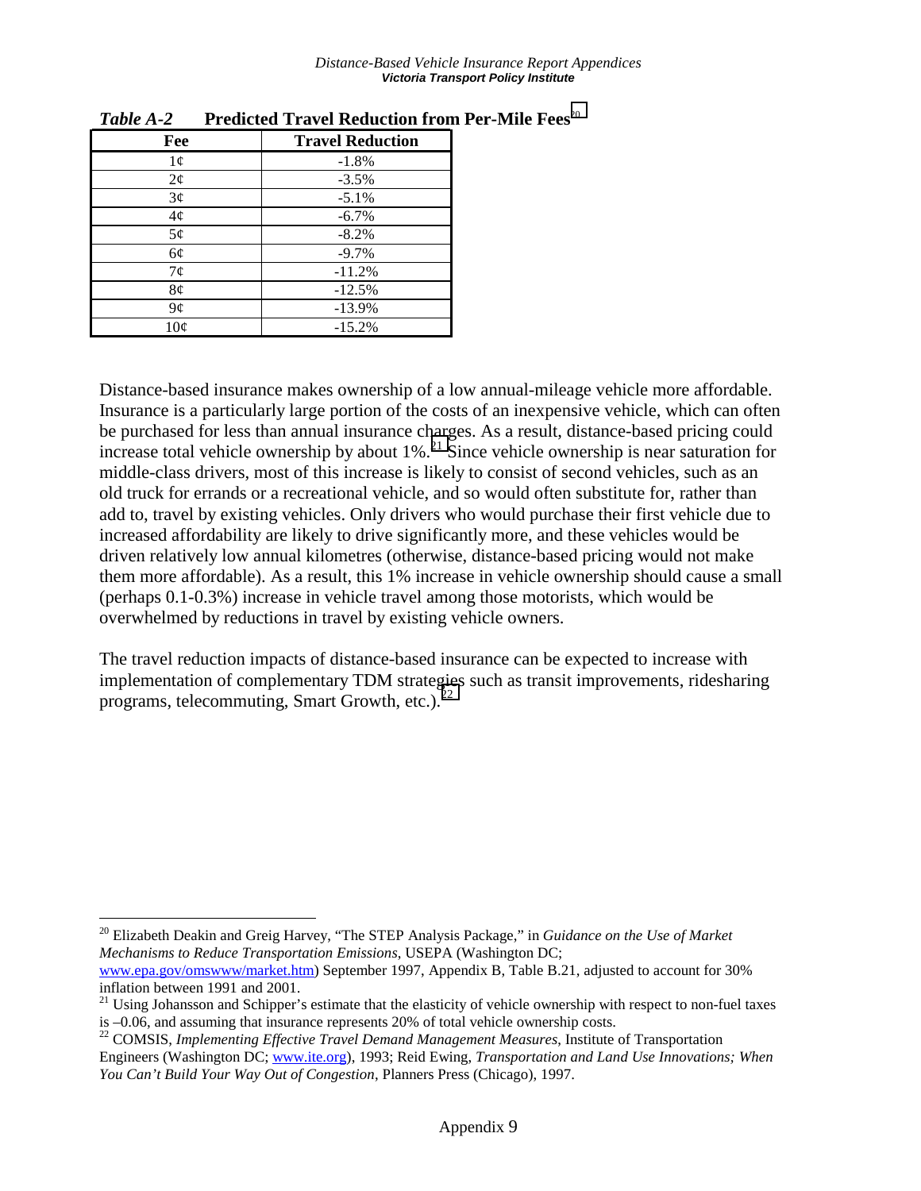*Table A-2* **Predicted Travel Reduction from Per-Mile Fees**[20]

| Fee | Travel Reduction |
|---|---|
| 1¢ | -1.8% |
| 2¢ | -3.5% |
| 3¢ | -5.1% |
| 4¢ | -6.7% |
| 5¢ | -8.2% |
| 6¢ | -9.7% |
| 7¢ | -11.2% |
| 8¢ | -12.5% |
| 9¢ | -13.9% |
| 10¢ | -15.2% |

Distance-based insurance makes ownership of a low annual-mileage vehicle more affordable. Insurance is a particularly large portion of the costs of an inexpensive vehicle, which can often be purchased for less than annual insurance charges. As a result, distance-based pricing could increase total vehicle ownership by about 1%.[21] Since vehicle ownership is near saturation for middle-class drivers, most of this increase is likely to consist of second vehicles, such as an old truck for errands or a recreational vehicle, and so would often substitute for, rather than add to, travel by existing vehicles. Only drivers who would purchase their first vehicle due to increased affordability are likely to drive significantly more, and these vehicles would be driven relatively low annual kilometres (otherwise, distance-based pricing would not make them more affordable). As a result, this 1% increase in vehicle ownership should cause a small (perhaps 0.1-0.3%) increase in vehicle travel among those motorists, which would be overwhelmed by reductions in travel by existing vehicle owners.

The travel reduction impacts of distance-based insurance can be expected to increase with implementation of complementary TDM strategies such as transit improvements, ridesharing programs, telecommuting, Smart Growth, etc.).[22]

---

[20] Elizabeth Deakin and Greig Harvey, "The STEP Analysis Package," in *Guidance on the Use of Market Mechanisms to Reduce Transportation Emissions*, USEPA (Washington DC; www.epa.gov/omswww/market.htm) September 1997, Appendix B, Table B.21, adjusted to account for 30% inflation between 1991 and 2001.

[21] Using Johansson and Schipper's estimate that the elasticity of vehicle ownership with respect to non-fuel taxes is –0.06, and assuming that insurance represents 20% of total vehicle ownership costs.

[22] COMSIS, *Implementing Effective Travel Demand Management Measures*, Institute of Transportation Engineers (Washington DC; www.ite.org), 1993; Reid Ewing, *Transportation and Land Use Innovations; When You Can't Build Your Way Out of Congestion*, Planners Press (Chicago), 1997.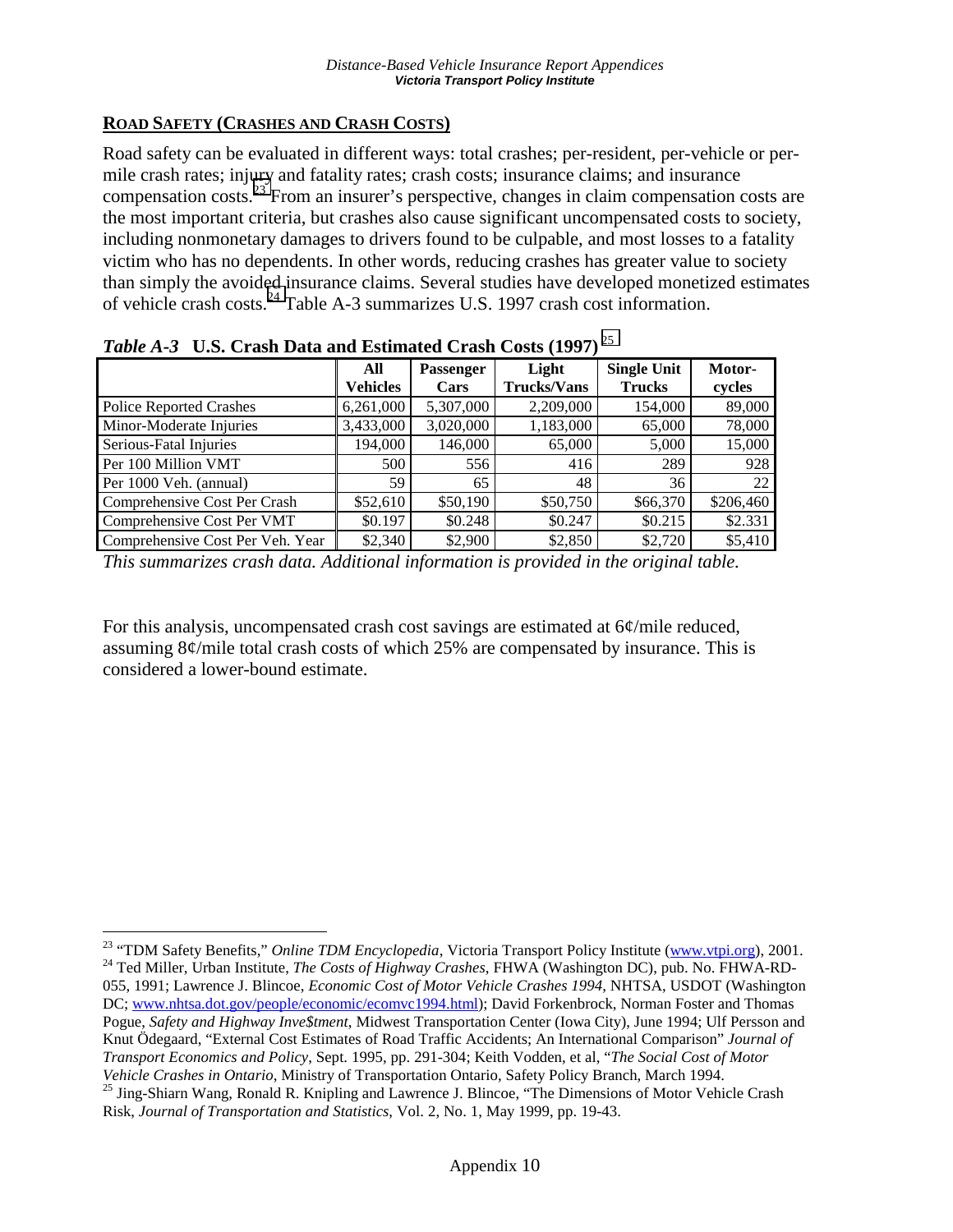## ROAD SAFETY (CRASHES AND CRASH COSTS)

Road safety can be evaluated in different ways: total crashes; per-resident, per-vehicle or per-mile crash rates; injury and fatality rates; crash costs; insurance claims; and insurance compensation costs.[23] From an insurer's perspective, changes in claim compensation costs are the most important criteria, but crashes also cause significant uncompensated costs to society, including nonmonetary damages to drivers found to be culpable, and most losses to a fatality victim who has no dependents. In other words, reducing crashes has greater value to society than simply the avoided insurance claims. Several studies have developed monetized estimates of vehicle crash costs.[24] Table A-3 summarizes U.S. 1997 crash cost information.

*Table A-3* **U.S. Crash Data and Estimated Crash Costs (1997)**[25]

| | All Vehicles | Passenger Cars | Light Trucks/Vans | Single Unit Trucks | Motor-cycles |
|---|---|---|---|---|---|
| Police Reported Crashes | 6,261,000 | 5,307,000 | 2,209,000 | 154,000 | 89,000 |
| Minor-Moderate Injuries | 3,433,000 | 3,020,000 | 1,183,000 | 65,000 | 78,000 |
| Serious-Fatal Injuries | 194,000 | 146,000 | 65,000 | 5,000 | 15,000 |
| Per 100 Million VMT | 500 | 556 | 416 | 289 | 928 |
| Per 1000 Veh. (annual) | 59 | 65 | 48 | 36 | 22 |
| Comprehensive Cost Per Crash | $52,610 | $50,190 | $50,750 | $66,370 | $206,460 |
| Comprehensive Cost Per VMT | $0.197 | $0.248 | $0.247 | $0.215 | $2.331 |
| Comprehensive Cost Per Veh. Year | $2,340 | $2,900 | $2,850 | $2,720 | $5,410 |

*This summarizes crash data. Additional information is provided in the original table.*

For this analysis, uncompensated crash cost savings are estimated at 6¢/mile reduced, assuming 8¢/mile total crash costs of which 25% are compensated by insurance. This is considered a lower-bound estimate.

---

[23] "TDM Safety Benefits," *Online TDM Encyclopedia*, Victoria Transport Policy Institute (www.vtpi.org), 2001.

[24] Ted Miller, Urban Institute, *The Costs of Highway Crashes*, FHWA (Washington DC), pub. No. FHWA-RD-055, 1991; Lawrence J. Blincoe, *Economic Cost of Motor Vehicle Crashes 1994*, NHTSA, USDOT (Washington DC; www.nhtsa.dot.gov/people/economic/ecomvc1994.html); David Forkenbrock, Norman Foster and Thomas Pogue, *Safety and Highway Inve$tment*, Midwest Transportation Center (Iowa City), June 1994; Ulf Persson and Knut Ödegaard, "External Cost Estimates of Road Traffic Accidents; An International Comparison" *Journal of Transport Economics and Policy*, Sept. 1995, pp. 291-304; Keith Vodden, et al, "*The Social Cost of Motor Vehicle Crashes in Ontario*, Ministry of Transportation Ontario, Safety Policy Branch, March 1994.

[25] Jing-Shiarn Wang, Ronald R. Knipling and Lawrence J. Blincoe, "The Dimensions of Motor Vehicle Crash Risk, *Journal of Transportation and Statistics*, Vol. 2, No. 1, May 1999, pp. 19-43.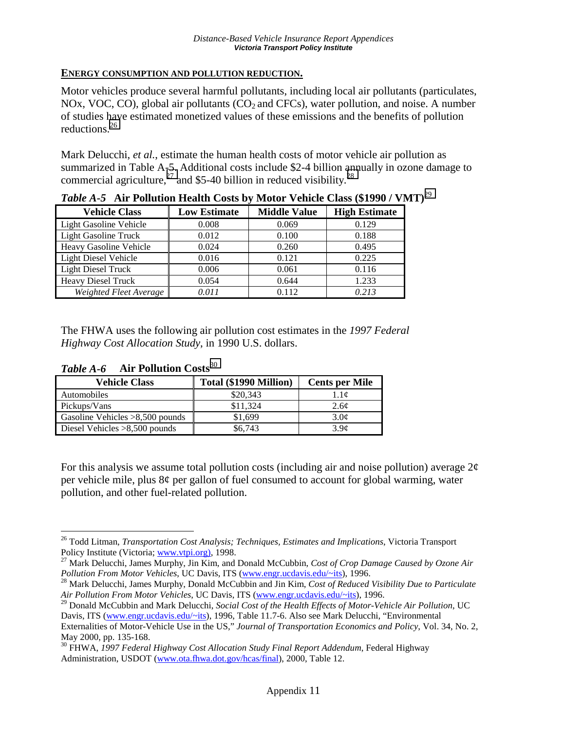**ENERGY CONSUMPTION AND POLLUTION REDUCTION.**

Motor vehicles produce several harmful pollutants, including local air pollutants (particulates, NOx, VOC, CO), global air pollutants ($CO_2$ and CFCs), water pollution, and noise. A number of studies have estimated monetized values of these emissions and the benefits of pollution reductions.[26]

Mark Delucchi, *et al.*, estimate the human health costs of motor vehicle air pollution as summarized in Table A-5. Additional costs include $2-4 billion annually in ozone damage to commercial agriculture,[27] and $5-40 billion in reduced visibility.[28]

***Table A-5*** **Air Pollution Health Costs by Motor Vehicle Class ($1990 / VMT)**[29]

| Vehicle Class | Low Estimate | Middle Value | High Estimate |
|---|---|---|---|
| Light Gasoline Vehicle | 0.008 | 0.069 | 0.129 |
| Light Gasoline Truck | 0.012 | 0.100 | 0.188 |
| Heavy Gasoline Vehicle | 0.024 | 0.260 | 0.495 |
| Light Diesel Vehicle | 0.016 | 0.121 | 0.225 |
| Light Diesel Truck | 0.006 | 0.061 | 0.116 |
| Heavy Diesel Truck | 0.054 | 0.644 | 1.233 |
| *Weighted Fleet Average* | *0.011* | 0.112 | *0.213* |

The FHWA uses the following air pollution cost estimates in the *1997 Federal Highway Cost Allocation Study*, in 1990 U.S. dollars.

***Table A-6*** **Air Pollution Costs**[30]

| Vehicle Class | Total ($1990 Million) | Cents per Mile |
|---|---|---|
| Automobiles | $20,343 | 1.1¢ |
| Pickups/Vans | $11,324 | 2.6¢ |
| Gasoline Vehicles >8,500 pounds | $1,699 | 3.0¢ |
| Diesel Vehicles >8,500 pounds | $6,743 | 3.9¢ |

For this analysis we assume total pollution costs (including air and noise pollution) average 2¢ per vehicle mile, plus 8¢ per gallon of fuel consumed to account for global warming, water pollution, and other fuel-related pollution.

---

[26] Todd Litman, *Transportation Cost Analysis; Techniques, Estimates and Implications*, Victoria Transport Policy Institute (Victoria; www.vtpi.org), 1998.

[27] Mark Delucchi, James Murphy, Jin Kim, and Donald McCubbin, *Cost of Crop Damage Caused by Ozone Air Pollution From Motor Vehicles*, UC Davis, ITS (www.engr.ucdavis.edu/~its), 1996.

[28] Mark Delucchi, James Murphy, Donald McCubbin and Jin Kim, *Cost of Reduced Visibility Due to Particulate Air Pollution From Motor Vehicles*, UC Davis, ITS (www.engr.ucdavis.edu/~its), 1996.

[29] Donald McCubbin and Mark Delucchi, *Social Cost of the Health Effects of Motor-Vehicle Air Pollution*, UC Davis, ITS (www.engr.ucdavis.edu/~its), 1996, Table 11.7-6. Also see Mark Delucchi, "Environmental Externalities of Motor-Vehicle Use in the US," *Journal of Transportation Economics and Policy*, Vol. 34, No. 2, May 2000, pp. 135-168.

[30] FHWA, *1997 Federal Highway Cost Allocation Study Final Report Addendum*, Federal Highway Administration, USDOT (www.ota.fhwa.dot.gov/hcas/final), 2000, Table 12.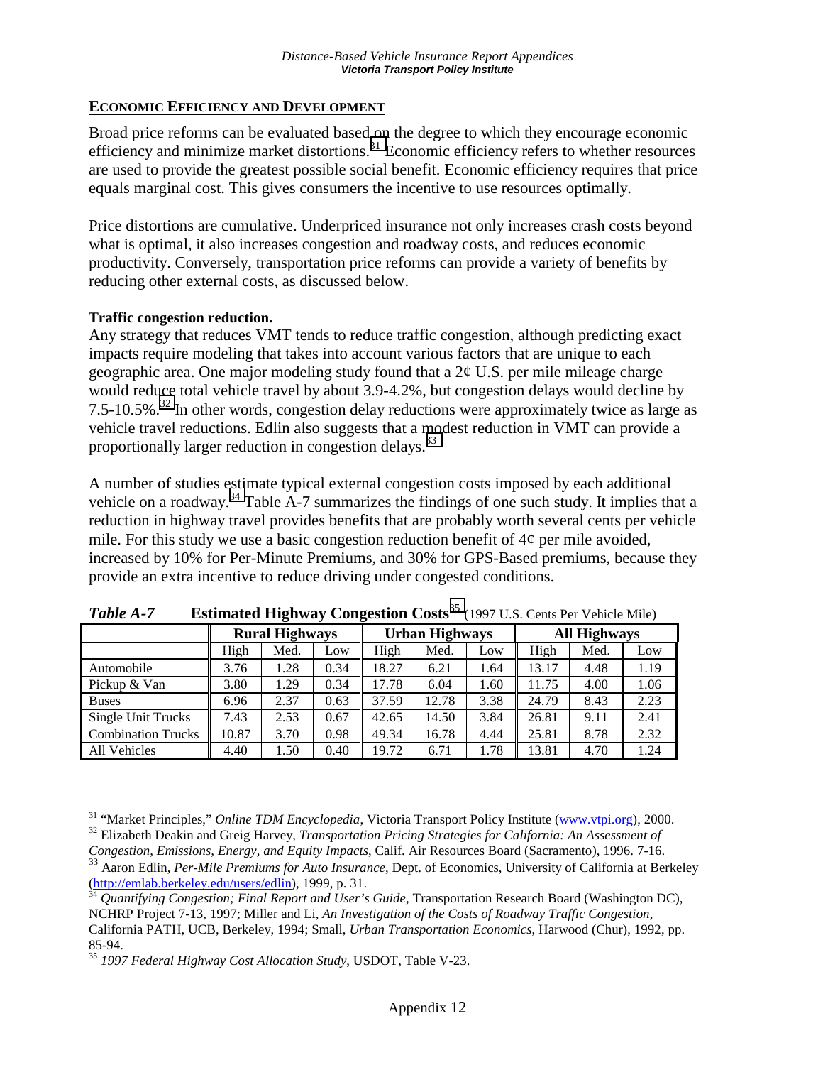## ECONOMIC EFFICIENCY AND DEVELOPMENT

Broad price reforms can be evaluated based on the degree to which they encourage economic efficiency and minimize market distortions.[31] Economic efficiency refers to whether resources are used to provide the greatest possible social benefit. Economic efficiency requires that price equals marginal cost. This gives consumers the incentive to use resources optimally.

Price distortions are cumulative. Underpriced insurance not only increases crash costs beyond what is optimal, it also increases congestion and roadway costs, and reduces economic productivity. Conversely, transportation price reforms can provide a variety of benefits by reducing other external costs, as discussed below.

**Traffic congestion reduction.**
Any strategy that reduces VMT tends to reduce traffic congestion, although predicting exact impacts require modeling that takes into account various factors that are unique to each geographic area. One major modeling study found that a 2¢ U.S. per mile mileage charge would reduce total vehicle travel by about 3.9-4.2%, but congestion delays would decline by 7.5-10.5%.[32] In other words, congestion delay reductions were approximately twice as large as vehicle travel reductions. Edlin also suggests that a modest reduction in VMT can provide a proportionally larger reduction in congestion delays.[33]

A number of studies estimate typical external congestion costs imposed by each additional vehicle on a roadway.[34] Table A-7 summarizes the findings of one such study. It implies that a reduction in highway travel provides benefits that are probably worth several cents per vehicle mile. For this study we use a basic congestion reduction benefit of 4¢ per mile avoided, increased by 10% for Per-Minute Premiums, and 30% for GPS-Based premiums, because they provide an extra incentive to reduce driving under congested conditions.

*Table A-7* **Estimated Highway Congestion Costs**[35] (1997 U.S. Cents Per Vehicle Mile)

| | Rural Highways | | | Urban Highways | | | All Highways | | |
|---|---|---|---|---|---|---|---|---|---|
| | High | Med. | Low | High | Med. | Low | High | Med. | Low |
| Automobile | 3.76 | 1.28 | 0.34 | 18.27 | 6.21 | 1.64 | 13.17 | 4.48 | 1.19 |
| Pickup & Van | 3.80 | 1.29 | 0.34 | 17.78 | 6.04 | 1.60 | 11.75 | 4.00 | 1.06 |
| Buses | 6.96 | 2.37 | 0.63 | 37.59 | 12.78 | 3.38 | 24.79 | 8.43 | 2.23 |
| Single Unit Trucks | 7.43 | 2.53 | 0.67 | 42.65 | 14.50 | 3.84 | 26.81 | 9.11 | 2.41 |
| Combination Trucks | 10.87 | 3.70 | 0.98 | 49.34 | 16.78 | 4.44 | 25.81 | 8.78 | 2.32 |
| All Vehicles | 4.40 | 1.50 | 0.40 | 19.72 | 6.71 | 1.78 | 13.81 | 4.70 | 1.24 |

---

[31] "Market Principles," *Online TDM Encyclopedia*, Victoria Transport Policy Institute (www.vtpi.org), 2000.

[32] Elizabeth Deakin and Greig Harvey, *Transportation Pricing Strategies for California: An Assessment of Congestion, Emissions, Energy, and Equity Impacts*, Calif. Air Resources Board (Sacramento), 1996. 7-16.

[33] Aaron Edlin, *Per-Mile Premiums for Auto Insurance*, Dept. of Economics, University of California at Berkeley (http://emlab.berkeley.edu/users/edlin), 1999, p. 31.

[34] *Quantifying Congestion; Final Report and User's Guide*, Transportation Research Board (Washington DC), NCHRP Project 7-13, 1997; Miller and Li, *An Investigation of the Costs of Roadway Traffic Congestion*, California PATH, UCB, Berkeley, 1994; Small, *Urban Transportation Economics*, Harwood (Chur), 1992, pp. 85-94.

[35] *1997 Federal Highway Cost Allocation Study*, USDOT, Table V-23.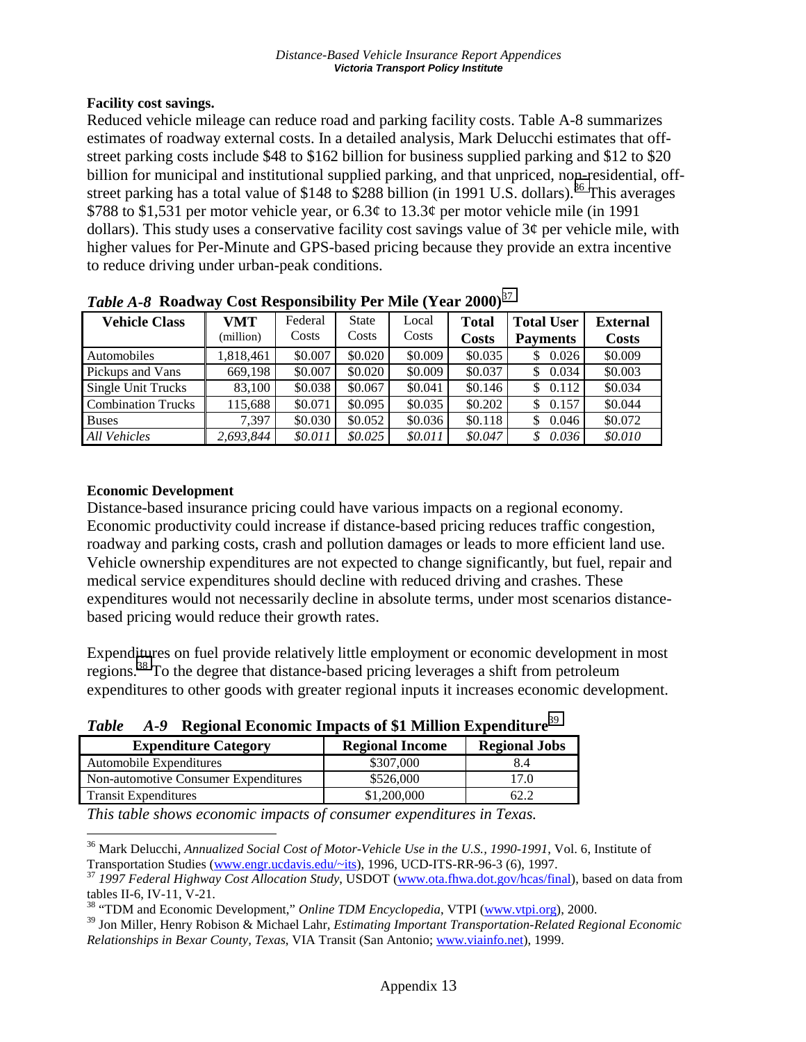**Facility cost savings.**

Reduced vehicle mileage can reduce road and parking facility costs. Table A-8 summarizes estimates of roadway external costs. In a detailed analysis, Mark Delucchi estimates that off-street parking costs include $48 to $162 billion for business supplied parking and $12 to $20 billion for municipal and institutional supplied parking, and that unpriced, non-residential, off-street parking has a total value of $148 to $288 billion (in 1991 U.S. dollars).[36] This averages $788 to $1,531 per motor vehicle year, or 6.3¢ to 13.3¢ per motor vehicle mile (in 1991 dollars). This study uses a conservative facility cost savings value of 3¢ per vehicle mile, with higher values for Per-Minute and GPS-based pricing because they provide an extra incentive to reduce driving under urban-peak conditions.

*Table A-8* **Roadway Cost Responsibility Per Mile (Year 2000)**[37]

| Vehicle Class | VMT (million) | Federal Costs | State Costs | Local Costs | Total Costs | Total User Payments | External Costs |
|---|---|---|---|---|---|---|---|
| Automobiles | 1,818,461 | $0.007 | $0.020 | $0.009 | $0.035 | $ 0.026 | $0.009 |
| Pickups and Vans | 669,198 | $0.007 | $0.020 | $0.009 | $0.037 | $ 0.034 | $0.003 |
| Single Unit Trucks | 83,100 | $0.038 | $0.067 | $0.041 | $0.146 | $ 0.112 | $0.034 |
| Combination Trucks | 115,688 | $0.071 | $0.095 | $0.035 | $0.202 | $ 0.157 | $0.044 |
| Buses | 7,397 | $0.030 | $0.052 | $0.036 | $0.118 | $ 0.046 | $0.072 |
| *All Vehicles* | *2,693,844* | *$0.011* | *$0.025* | *$0.011* | *$0.047* | *$ 0.036* | *$0.010* |

**Economic Development**

Distance-based insurance pricing could have various impacts on a regional economy. Economic productivity could increase if distance-based pricing reduces traffic congestion, roadway and parking costs, crash and pollution damages or leads to more efficient land use. Vehicle ownership expenditures are not expected to change significantly, but fuel, repair and medical service expenditures should decline with reduced driving and crashes. These expenditures would not necessarily decline in absolute terms, under most scenarios distance-based pricing would reduce their growth rates.

Expenditures on fuel provide relatively little employment or economic development in most regions.[38] To the degree that distance-based pricing leverages a shift from petroleum expenditures to other goods with greater regional inputs it increases economic development.

*Table A-9* **Regional Economic Impacts of $1 Million Expenditure**[39]

| Expenditure Category | Regional Income | Regional Jobs |
|---|---|---|
| Automobile Expenditures | $307,000 | 8.4 |
| Non-automotive Consumer Expenditures | $526,000 | 17.0 |
| Transit Expenditures | $1,200,000 | 62.2 |

*This table shows economic impacts of consumer expenditures in Texas.*

---

[36] Mark Delucchi, *Annualized Social Cost of Motor-Vehicle Use in the U.S., 1990-1991*, Vol. 6, Institute of Transportation Studies (www.engr.ucdavis.edu/~its), 1996, UCD-ITS-RR-96-3 (6), 1997.

[37] *1997 Federal Highway Cost Allocation Study*, USDOT (www.ota.fhwa.dot.gov/hcas/final), based on data from tables II-6, IV-11, V-21.

[38] "TDM and Economic Development," *Online TDM Encyclopedia*, VTPI (www.vtpi.org), 2000.

[39] Jon Miller, Henry Robison & Michael Lahr, *Estimating Important Transportation-Related Regional Economic Relationships in Bexar County, Texas*, VIA Transit (San Antonio; www.viainfo.net), 1999.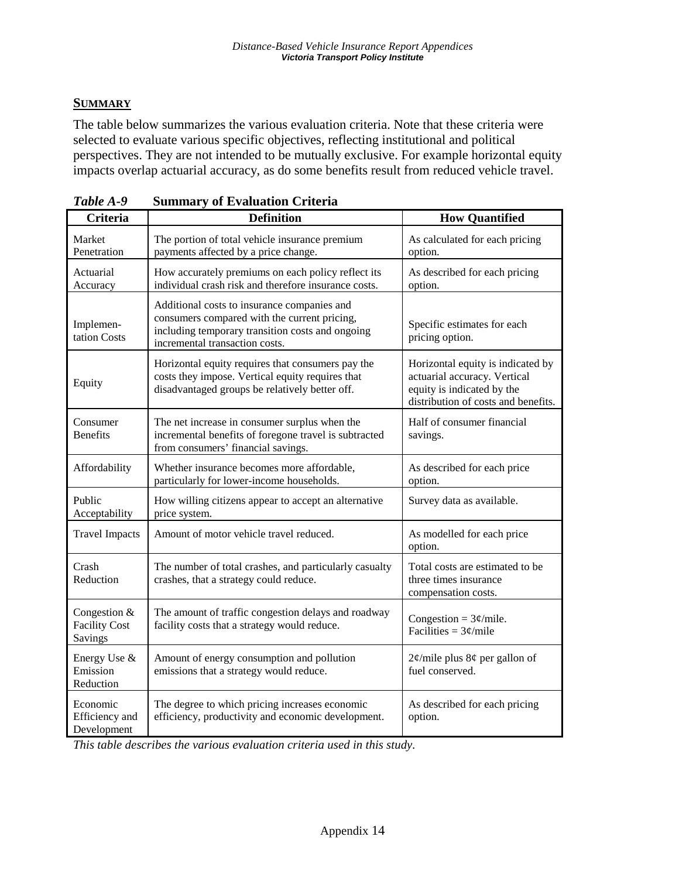## SUMMARY

The table below summarizes the various evaluation criteria. Note that these criteria were selected to evaluate various specific objectives, reflecting institutional and political perspectives. They are not intended to be mutually exclusive. For example horizontal equity impacts overlap actuarial accuracy, as do some benefits result from reduced vehicle travel.

*Table A-9* **Summary of Evaluation Criteria**

| Criteria | Definition | How Quantified |
|---|---|---|
| Market Penetration | The portion of total vehicle insurance premium payments affected by a price change. | As calculated for each pricing option. |
| Actuarial Accuracy | How accurately premiums on each policy reflect its individual crash risk and therefore insurance costs. | As described for each pricing option. |
| Implementation Costs | Additional costs to insurance companies and consumers compared with the current pricing, including temporary transition costs and ongoing incremental transaction costs. | Specific estimates for each pricing option. |
| Equity | Horizontal equity requires that consumers pay the costs they impose. Vertical equity requires that disadvantaged groups be relatively better off. | Horizontal equity is indicated by actuarial accuracy. Vertical equity is indicated by the distribution of costs and benefits. |
| Consumer Benefits | The net increase in consumer surplus when the incremental benefits of foregone travel is subtracted from consumers' financial savings. | Half of consumer financial savings. |
| Affordability | Whether insurance becomes more affordable, particularly for lower-income households. | As described for each price option. |
| Public Acceptability | How willing citizens appear to accept an alternative price system. | Survey data as available. |
| Travel Impacts | Amount of motor vehicle travel reduced. | As modelled for each price option. |
| Crash Reduction | The number of total crashes, and particularly casualty crashes, that a strategy could reduce. | Total costs are estimated to be three times insurance compensation costs. |
| Congestion & Facility Cost Savings | The amount of traffic congestion delays and roadway facility costs that a strategy would reduce. | Congestion = 3¢/mile. Facilities = 3¢/mile |
| Energy Use & Emission Reduction | Amount of energy consumption and pollution emissions that a strategy would reduce. | 2¢/mile plus 8¢ per gallon of fuel conserved. |
| Economic Efficiency and Development | The degree to which pricing increases economic efficiency, productivity and economic development. | As described for each pricing option. |

*This table describes the various evaluation criteria used in this study.*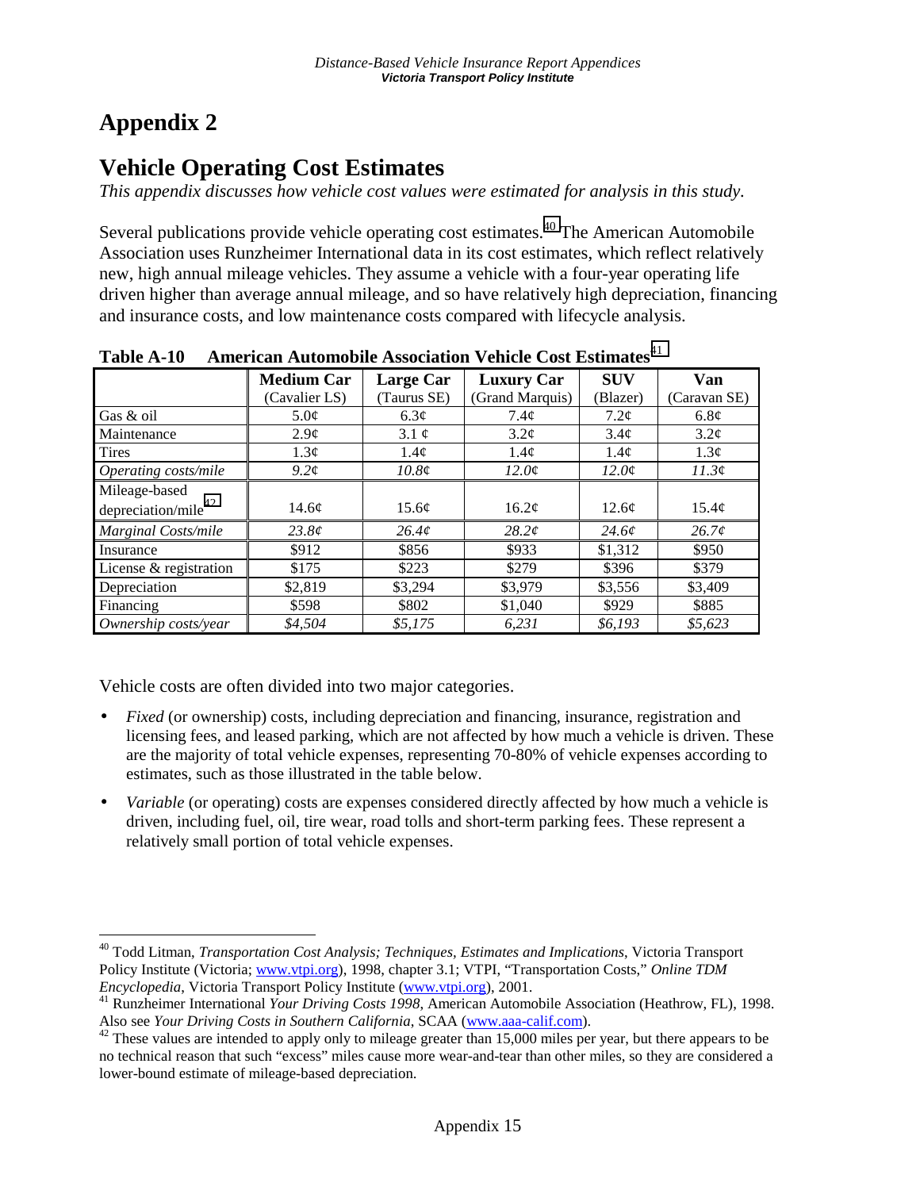# Appendix 2

## Vehicle Operating Cost Estimates

*This appendix discusses how vehicle cost values were estimated for analysis in this study.*

Several publications provide vehicle operating cost estimates.[40] The American Automobile Association uses Runzheimer International data in its cost estimates, which reflect relatively new, high annual mileage vehicles. They assume a vehicle with a four-year operating life driven higher than average annual mileage, and so have relatively high depreciation, financing and insurance costs, and low maintenance costs compared with lifecycle analysis.

**Table A-10 American Automobile Association Vehicle Cost Estimates[41]**

| | **Medium Car** (Cavalier LS) | **Large Car** (Taurus SE) | **Luxury Car** (Grand Marquis) | **SUV** (Blazer) | **Van** (Caravan SE) |
|---|---|---|---|---|---|
| Gas & oil | 5.0¢ | 6.3¢ | 7.4¢ | 7.2¢ | 6.8¢ |
| Maintenance | 2.9¢ | 3.1 ¢ | 3.2¢ | 3.4¢ | 3.2¢ |
| Tires | 1.3¢ | 1.4¢ | 1.4¢ | 1.4¢ | 1.3¢ |
| *Operating costs/mile* | *9.2¢* | *10.8¢* | *12.0¢* | *12.0¢* | *11.3¢* |
| Mileage-based depreciation/mile[42] | 14.6¢ | 15.6¢ | 16.2¢ | 12.6¢ | 15.4¢ |
| *Marginal Costs/mile* | *23.8¢* | *26.4¢* | *28.2¢* | *24.6¢* | *26.7¢* |
| Insurance | $912 | $856 | $933 | $1,312 | $950 |
| License & registration | $175 | $223 | $279 | $396 | $379 |
| Depreciation | $2,819 | $3,294 | $3,979 | $3,556 | $3,409 |
| Financing | $598 | $802 | $1,040 | $929 | $885 |
| *Ownership costs/year* | *$4,504* | *$5,175* | *6,231* | *$6,193* | *$5,623* |

Vehicle costs are often divided into two major categories.

- *Fixed* (or ownership) costs, including depreciation and financing, insurance, registration and licensing fees, and leased parking, which are not affected by how much a vehicle is driven. These are the majority of total vehicle expenses, representing 70-80% of vehicle expenses according to estimates, such as those illustrated in the table below.
- *Variable* (or operating) costs are expenses considered directly affected by how much a vehicle is driven, including fuel, oil, tire wear, road tolls and short-term parking fees. These represent a relatively small portion of total vehicle expenses.

---

[40] Todd Litman, *Transportation Cost Analysis; Techniques, Estimates and Implications*, Victoria Transport Policy Institute (Victoria; www.vtpi.org), 1998, chapter 3.1; VTPI, "Transportation Costs," *Online TDM Encyclopedia*, Victoria Transport Policy Institute (www.vtpi.org), 2001.

[41] Runzheimer International *Your Driving Costs 1998*, American Automobile Association (Heathrow, FL), 1998. Also see *Your Driving Costs in Southern California*, SCAA (www.aaa-calif.com).

[42] These values are intended to apply only to mileage greater than 15,000 miles per year, but there appears to be no technical reason that such "excess" miles cause more wear-and-tear than other miles, so they are considered a lower-bound estimate of mileage-based depreciation.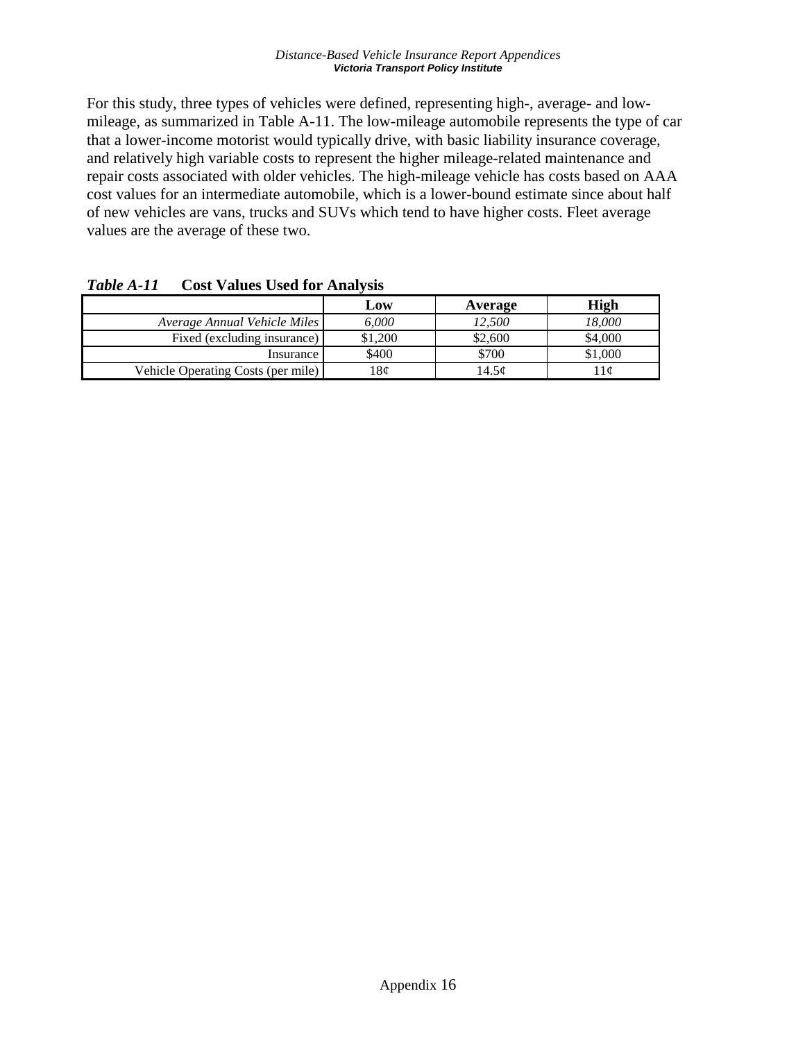For this study, three types of vehicles were defined, representing high-, average- and low-mileage, as summarized in Table A-11. The low-mileage automobile represents the type of car that a lower-income motorist would typically drive, with basic liability insurance coverage, and relatively high variable costs to represent the higher mileage-related maintenance and repair costs associated with older vehicles. The high-mileage vehicle has costs based on AAA cost values for an intermediate automobile, which is a lower-bound estimate since about half of new vehicles are vans, trucks and SUVs which tend to have higher costs. Fleet average values are the average of these two.

***Table A-11*** **Cost Values Used for Analysis**

| | Low | Average | High |
|---:|:---:|:---:|:---:|
| *Average Annual Vehicle Miles* | *6,000* | *12,500* | *18,000* |
| Fixed (excluding insurance) | $1,200 | $2,600 | $4,000 |
| Insurance | $400 | $700 | $1,000 |
| Vehicle Operating Costs (per mile) | 18¢ | 14.5¢ | 11¢ |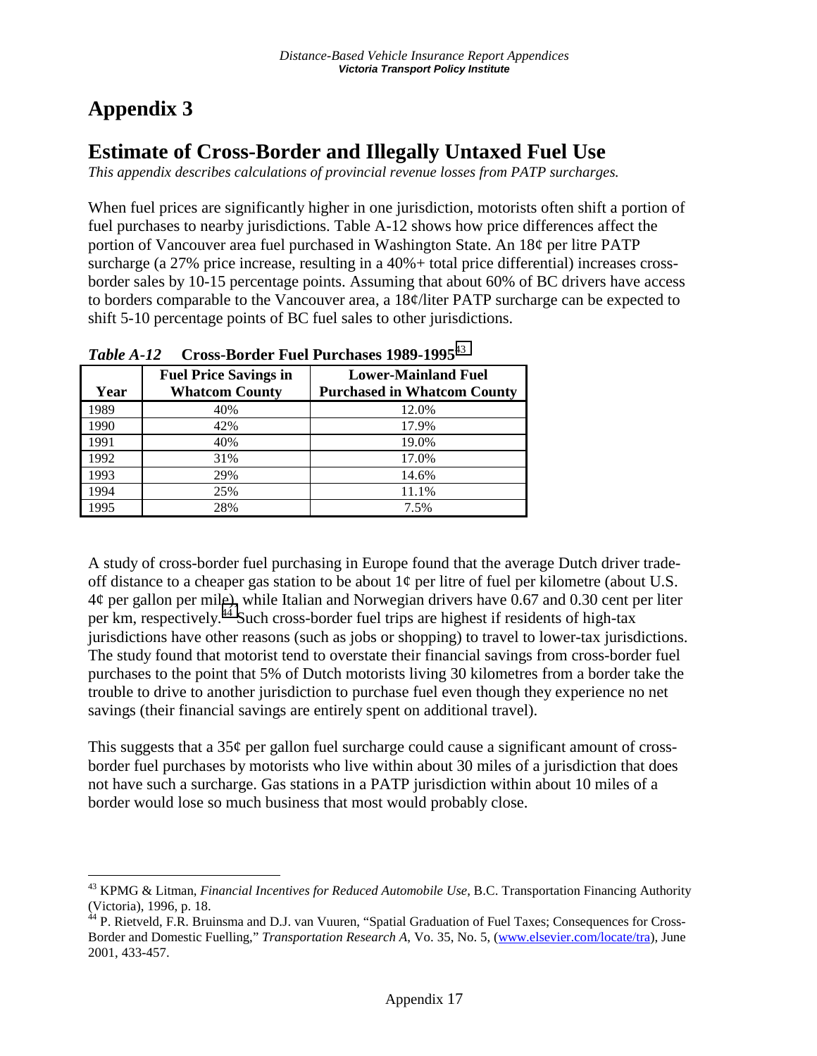# Appendix 3

## Estimate of Cross-Border and Illegally Untaxed Fuel Use

*This appendix describes calculations of provincial revenue losses from PATP surcharges.*

When fuel prices are significantly higher in one jurisdiction, motorists often shift a portion of fuel purchases to nearby jurisdictions. Table A-12 shows how price differences affect the portion of Vancouver area fuel purchased in Washington State. An 18¢ per litre PATP surcharge (a 27% price increase, resulting in a 40%+ total price differential) increases cross-border sales by 10-15 percentage points. Assuming that about 60% of BC drivers have access to borders comparable to the Vancouver area, a 18¢/liter PATP surcharge can be expected to shift 5-10 percentage points of BC fuel sales to other jurisdictions.

***Table A-12*** **Cross-Border Fuel Purchases 1989-1995**[43]

| Year | Fuel Price Savings in Whatcom County | Lower-Mainland Fuel Purchased in Whatcom County |
|---|---|---|
| 1989 | 40% | 12.0% |
| 1990 | 42% | 17.9% |
| 1991 | 40% | 19.0% |
| 1992 | 31% | 17.0% |
| 1993 | 29% | 14.6% |
| 1994 | 25% | 11.1% |
| 1995 | 28% | 7.5% |

A study of cross-border fuel purchasing in Europe found that the average Dutch driver trade-off distance to a cheaper gas station to be about 1¢ per litre of fuel per kilometre (about U.S. 4¢ per gallon per mile), while Italian and Norwegian drivers have 0.67 and 0.30 cent per liter per km, respectively.[44] Such cross-border fuel trips are highest if residents of high-tax jurisdictions have other reasons (such as jobs or shopping) to travel to lower-tax jurisdictions. The study found that motorist tend to overstate their financial savings from cross-border fuel purchases to the point that 5% of Dutch motorists living 30 kilometres from a border take the trouble to drive to another jurisdiction to purchase fuel even though they experience no net savings (their financial savings are entirely spent on additional travel).

This suggests that a 35¢ per gallon fuel surcharge could cause a significant amount of cross-border fuel purchases by motorists who live within about 30 miles of a jurisdiction that does not have such a surcharge. Gas stations in a PATP jurisdiction within about 10 miles of a border would lose so much business that most would probably close.

---

[43] KPMG & Litman, *Financial Incentives for Reduced Automobile Use*, B.C. Transportation Financing Authority (Victoria), 1996, p. 18.

[44] P. Rietveld, F.R. Bruinsma and D.J. van Vuuren, "Spatial Graduation of Fuel Taxes; Consequences for Cross-Border and Domestic Fuelling," *Transportation Research A*, Vo. 35, No. 5, (www.elsevier.com/locate/tra), June 2001, 433-457.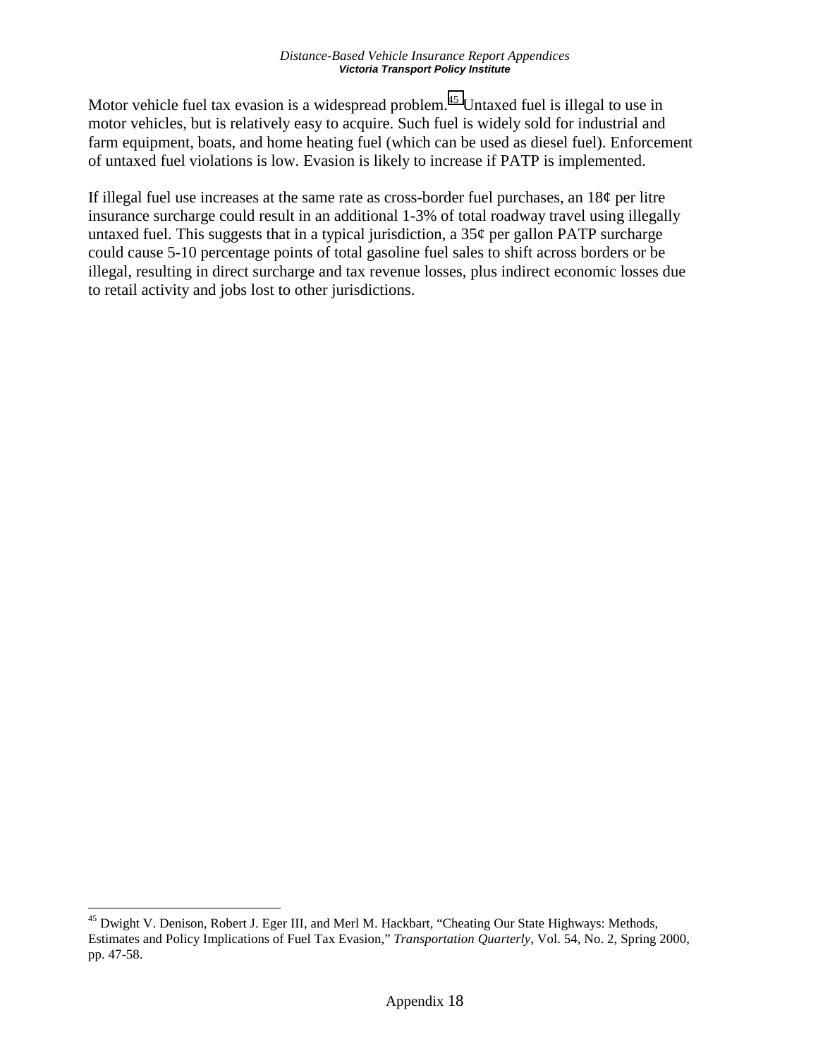Motor vehicle fuel tax evasion is a widespread problem.[45] Untaxed fuel is illegal to use in motor vehicles, but is relatively easy to acquire. Such fuel is widely sold for industrial and farm equipment, boats, and home heating fuel (which can be used as diesel fuel). Enforcement of untaxed fuel violations is low. Evasion is likely to increase if PATP is implemented.

If illegal fuel use increases at the same rate as cross-border fuel purchases, an 18¢ per litre insurance surcharge could result in an additional 1-3% of total roadway travel using illegally untaxed fuel. This suggests that in a typical jurisdiction, a 35¢ per gallon PATP surcharge could cause 5-10 percentage points of total gasoline fuel sales to shift across borders or be illegal, resulting in direct surcharge and tax revenue losses, plus indirect economic losses due to retail activity and jobs lost to other jurisdictions.

---

[45] Dwight V. Denison, Robert J. Eger III, and Merl M. Hackbart, "Cheating Our State Highways: Methods, Estimates and Policy Implications of Fuel Tax Evasion," *Transportation Quarterly*, Vol. 54, No. 2, Spring 2000, pp. 47-58.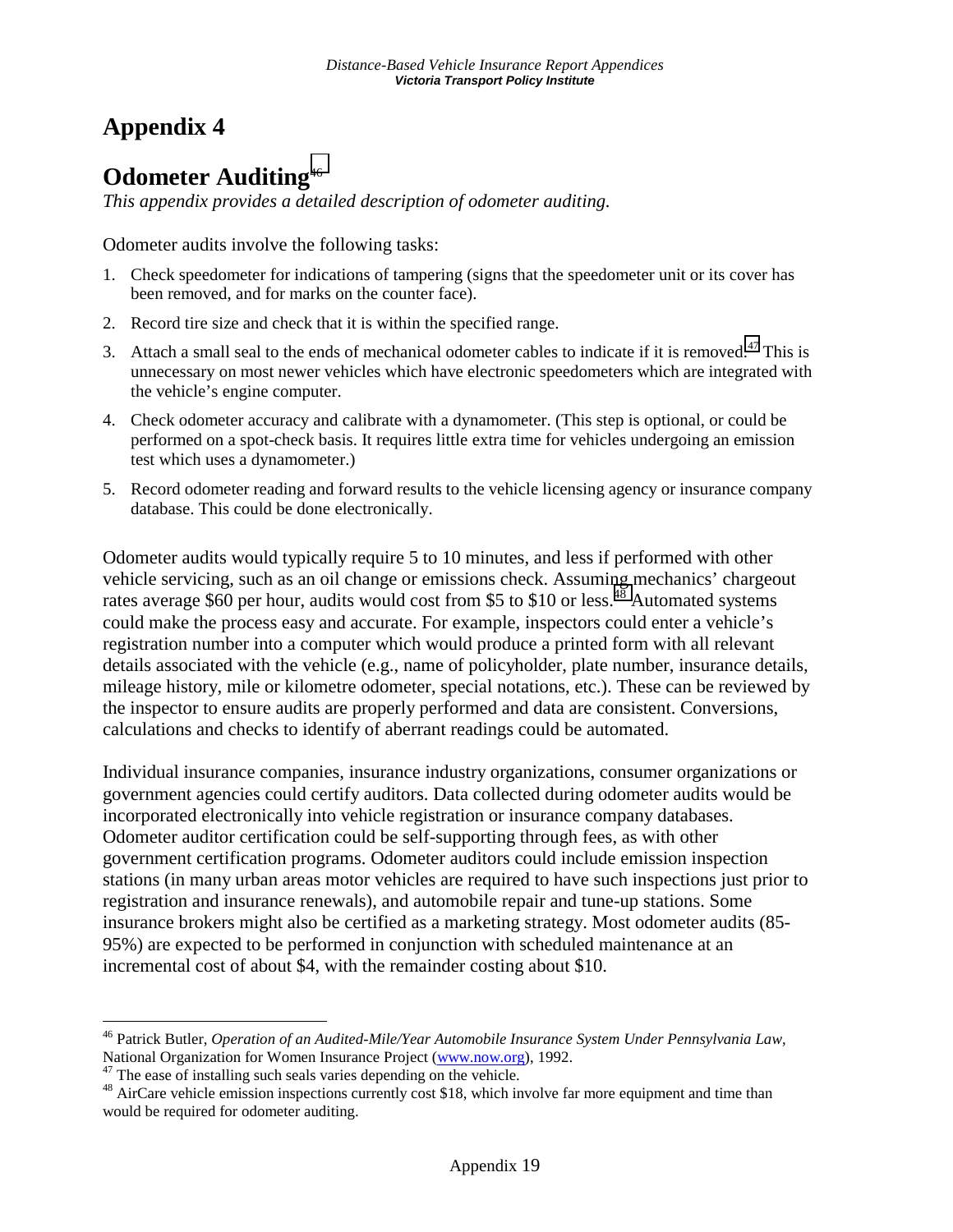# Appendix 4

# Odometer Auditing[46]

*This appendix provides a detailed description of odometer auditing.*

Odometer audits involve the following tasks:

1. Check speedometer for indications of tampering (signs that the speedometer unit or its cover has been removed, and for marks on the counter face).
2. Record tire size and check that it is within the specified range.
3. Attach a small seal to the ends of mechanical odometer cables to indicate if it is removed.[47] This is unnecessary on most newer vehicles which have electronic speedometers which are integrated with the vehicle's engine computer.
4. Check odometer accuracy and calibrate with a dynamometer. (This step is optional, or could be performed on a spot-check basis. It requires little extra time for vehicles undergoing an emission test which uses a dynamometer.)
5. Record odometer reading and forward results to the vehicle licensing agency or insurance company database. This could be done electronically.

Odometer audits would typically require 5 to 10 minutes, and less if performed with other vehicle servicing, such as an oil change or emissions check. Assuming mechanics' chargeout rates average $60 per hour, audits would cost from $5 to $10 or less.[48] Automated systems could make the process easy and accurate. For example, inspectors could enter a vehicle's registration number into a computer which would produce a printed form with all relevant details associated with the vehicle (e.g., name of policyholder, plate number, insurance details, mileage history, mile or kilometre odometer, special notations, etc.). These can be reviewed by the inspector to ensure audits are properly performed and data are consistent. Conversions, calculations and checks to identify of aberrant readings could be automated.

Individual insurance companies, insurance industry organizations, consumer organizations or government agencies could certify auditors. Data collected during odometer audits would be incorporated electronically into vehicle registration or insurance company databases. Odometer auditor certification could be self-supporting through fees, as with other government certification programs. Odometer auditors could include emission inspection stations (in many urban areas motor vehicles are required to have such inspections just prior to registration and insurance renewals), and automobile repair and tune-up stations. Some insurance brokers might also be certified as a marketing strategy. Most odometer audits (85-95%) are expected to be performed in conjunction with scheduled maintenance at an incremental cost of about $4, with the remainder costing about $10.

---

[46] Patrick Butler, *Operation of an Audited-Mile/Year Automobile Insurance System Under Pennsylvania Law*, National Organization for Women Insurance Project (www.now.org), 1992.

[47] The ease of installing such seals varies depending on the vehicle.

[48] AirCare vehicle emission inspections currently cost $18, which involve far more equipment and time than would be required for odometer auditing.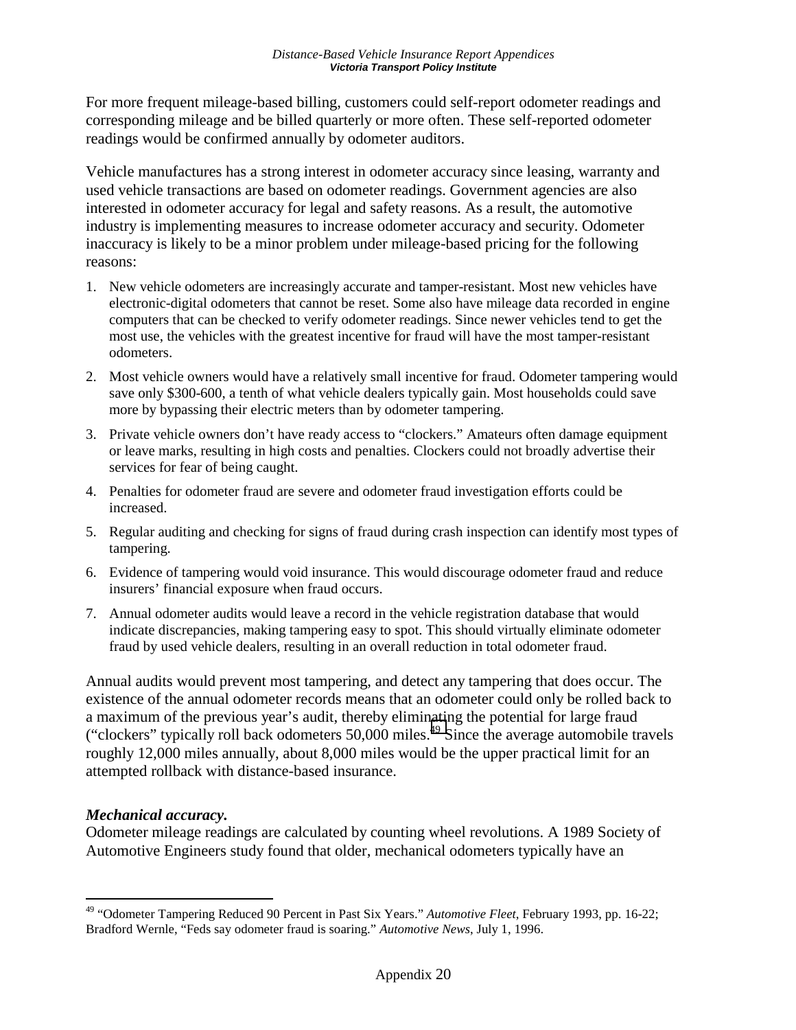For more frequent mileage-based billing, customers could self-report odometer readings and corresponding mileage and be billed quarterly or more often. These self-reported odometer readings would be confirmed annually by odometer auditors.

Vehicle manufactures has a strong interest in odometer accuracy since leasing, warranty and used vehicle transactions are based on odometer readings. Government agencies are also interested in odometer accuracy for legal and safety reasons. As a result, the automotive industry is implementing measures to increase odometer accuracy and security. Odometer inaccuracy is likely to be a minor problem under mileage-based pricing for the following reasons:

1. New vehicle odometers are increasingly accurate and tamper-resistant. Most new vehicles have electronic-digital odometers that cannot be reset. Some also have mileage data recorded in engine computers that can be checked to verify odometer readings. Since newer vehicles tend to get the most use, the vehicles with the greatest incentive for fraud will have the most tamper-resistant odometers.
2. Most vehicle owners would have a relatively small incentive for fraud. Odometer tampering would save only $300-600, a tenth of what vehicle dealers typically gain. Most households could save more by bypassing their electric meters than by odometer tampering.
3. Private vehicle owners don't have ready access to "clockers." Amateurs often damage equipment or leave marks, resulting in high costs and penalties. Clockers could not broadly advertise their services for fear of being caught.
4. Penalties for odometer fraud are severe and odometer fraud investigation efforts could be increased.
5. Regular auditing and checking for signs of fraud during crash inspection can identify most types of tampering.
6. Evidence of tampering would void insurance. This would discourage odometer fraud and reduce insurers' financial exposure when fraud occurs.
7. Annual odometer audits would leave a record in the vehicle registration database that would indicate discrepancies, making tampering easy to spot. This should virtually eliminate odometer fraud by used vehicle dealers, resulting in an overall reduction in total odometer fraud.

Annual audits would prevent most tampering, and detect any tampering that does occur. The existence of the annual odometer records means that an odometer could only be rolled back to a maximum of the previous year's audit, thereby eliminating the potential for large fraud ("clockers" typically roll back odometers 50,000 miles.[49] Since the average automobile travels roughly 12,000 miles annually, about 8,000 miles would be the upper practical limit for an attempted rollback with distance-based insurance.

***Mechanical accuracy.***

Odometer mileage readings are calculated by counting wheel revolutions. A 1989 Society of Automotive Engineers study found that older, mechanical odometers typically have an

[49] "Odometer Tampering Reduced 90 Percent in Past Six Years." *Automotive Fleet*, February 1993, pp. 16-22; Bradford Wernle, "Feds say odometer fraud is soaring." *Automotive News*, July 1, 1996.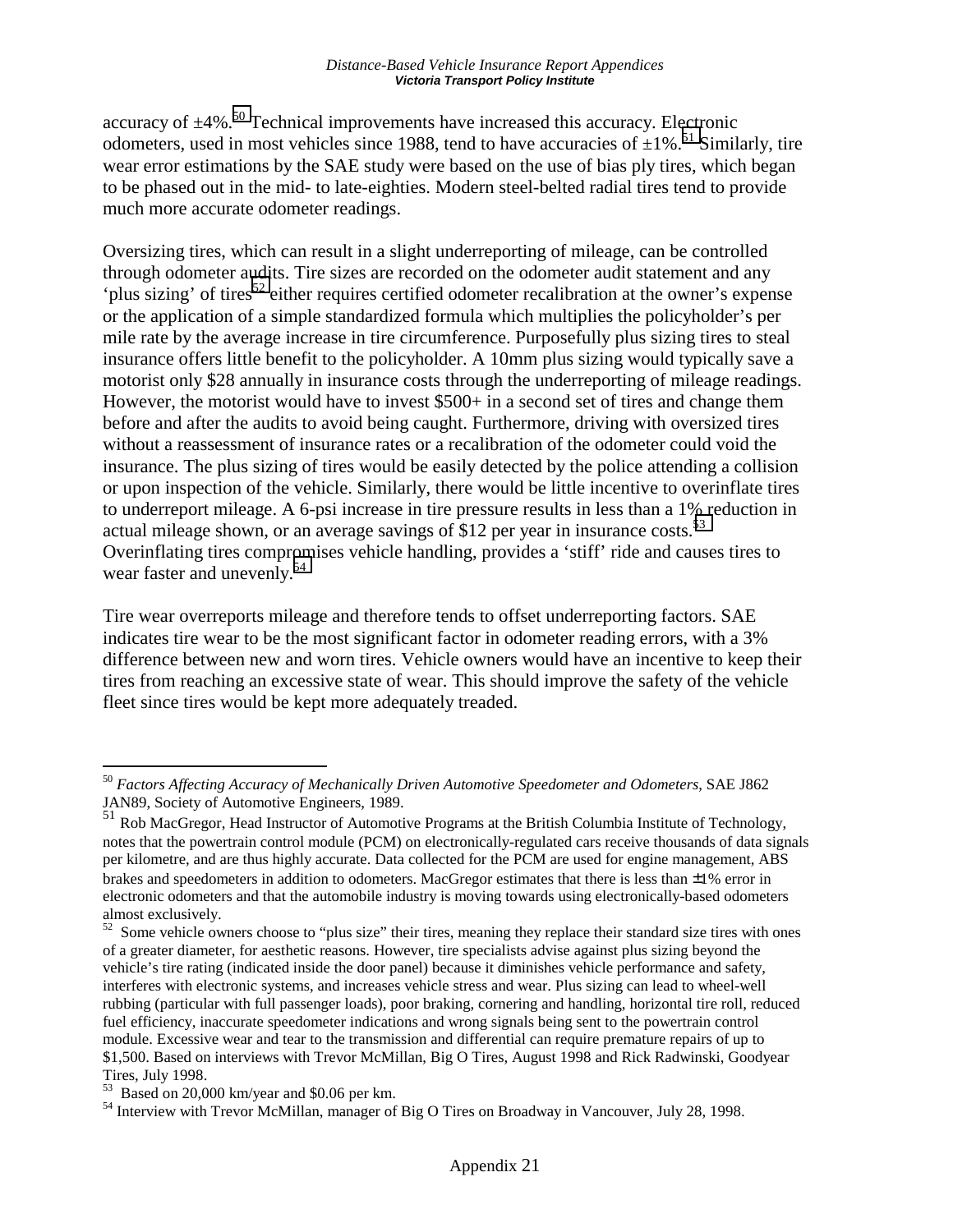accuracy of ±4%.[50] Technical improvements have increased this accuracy. Electronic odometers, used in most vehicles since 1988, tend to have accuracies of ±1%.[51] Similarly, tire wear error estimations by the SAE study were based on the use of bias ply tires, which began to be phased out in the mid- to late-eighties. Modern steel-belted radial tires tend to provide much more accurate odometer readings.

Oversizing tires, which can result in a slight underreporting of mileage, can be controlled through odometer audits. Tire sizes are recorded on the odometer audit statement and any 'plus sizing' of tires[52] either requires certified odometer recalibration at the owner's expense or the application of a simple standardized formula which multiplies the policyholder's per mile rate by the average increase in tire circumference. Purposefully plus sizing tires to steal insurance offers little benefit to the policyholder. A 10mm plus sizing would typically save a motorist only $28 annually in insurance costs through the underreporting of mileage readings. However, the motorist would have to invest $500+ in a second set of tires and change them before and after the audits to avoid being caught. Furthermore, driving with oversized tires without a reassessment of insurance rates or a recalibration of the odometer could void the insurance. The plus sizing of tires would be easily detected by the police attending a collision or upon inspection of the vehicle. Similarly, there would be little incentive to overinflate tires to underreport mileage. A 6-psi increase in tire pressure results in less than a 1% reduction in actual mileage shown, or an average savings of $12 per year in insurance costs.[53] Overinflating tires compromises vehicle handling, provides a 'stiff' ride and causes tires to wear faster and unevenly.[54]

Tire wear overreports mileage and therefore tends to offset underreporting factors. SAE indicates tire wear to be the most significant factor in odometer reading errors, with a 3% difference between new and worn tires. Vehicle owners would have an incentive to keep their tires from reaching an excessive state of wear. This should improve the safety of the vehicle fleet since tires would be kept more adequately treaded.

---

[50] *Factors Affecting Accuracy of Mechanically Driven Automotive Speedometer and Odometers*, SAE J862 JAN89, Society of Automotive Engineers, 1989.

[51] Rob MacGregor, Head Instructor of Automotive Programs at the British Columbia Institute of Technology, notes that the powertrain control module (PCM) on electronically-regulated cars receive thousands of data signals per kilometre, and are thus highly accurate. Data collected for the PCM are used for engine management, ABS brakes and speedometers in addition to odometers. MacGregor estimates that there is less than ±1% error in electronic odometers and that the automobile industry is moving towards using electronically-based odometers almost exclusively.

[52] Some vehicle owners choose to "plus size" their tires, meaning they replace their standard size tires with ones of a greater diameter, for aesthetic reasons. However, tire specialists advise against plus sizing beyond the vehicle's tire rating (indicated inside the door panel) because it diminishes vehicle performance and safety, interferes with electronic systems, and increases vehicle stress and wear. Plus sizing can lead to wheel-well rubbing (particular with full passenger loads), poor braking, cornering and handling, horizontal tire roll, reduced fuel efficiency, inaccurate speedometer indications and wrong signals being sent to the powertrain control module. Excessive wear and tear to the transmission and differential can require premature repairs of up to $1,500. Based on interviews with Trevor McMillan, Big O Tires, August 1998 and Rick Radwinski, Goodyear Tires, July 1998.

[53] Based on 20,000 km/year and $0.06 per km.

[54] Interview with Trevor McMillan, manager of Big O Tires on Broadway in Vancouver, July 28, 1998.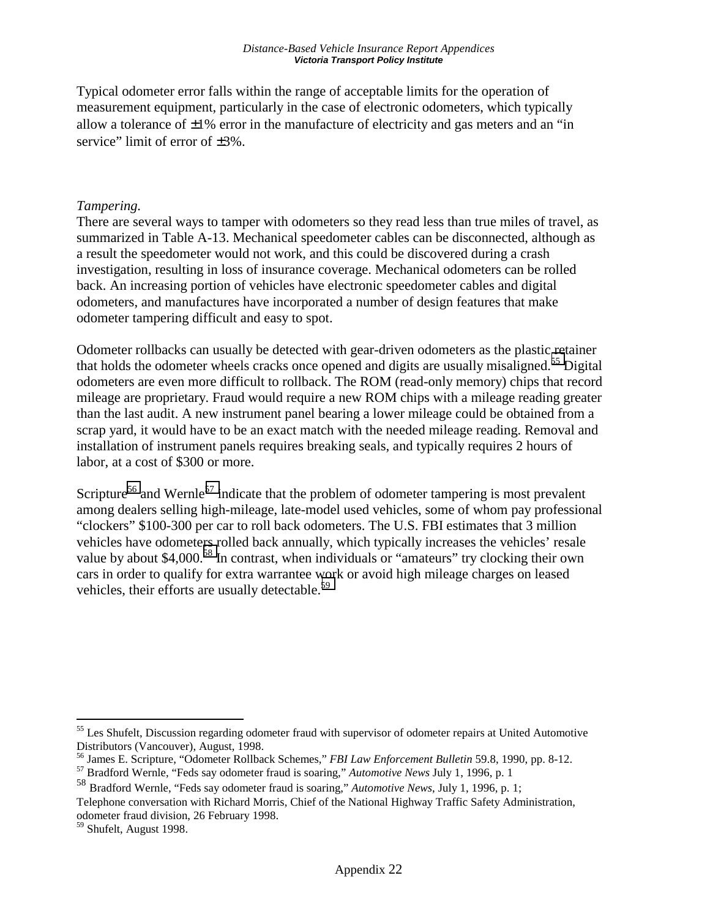Typical odometer error falls within the range of acceptable limits for the operation of measurement equipment, particularly in the case of electronic odometers, which typically allow a tolerance of ±1% error in the manufacture of electricity and gas meters and an "in service" limit of error of ±3%.

*Tampering.*

There are several ways to tamper with odometers so they read less than true miles of travel, as summarized in Table A-13. Mechanical speedometer cables can be disconnected, although as a result the speedometer would not work, and this could be discovered during a crash investigation, resulting in loss of insurance coverage. Mechanical odometers can be rolled back. An increasing portion of vehicles have electronic speedometer cables and digital odometers, and manufactures have incorporated a number of design features that make odometer tampering difficult and easy to spot.

Odometer rollbacks can usually be detected with gear-driven odometers as the plastic retainer that holds the odometer wheels cracks once opened and digits are usually misaligned.[55] Digital odometers are even more difficult to rollback. The ROM (read-only memory) chips that record mileage are proprietary. Fraud would require a new ROM chips with a mileage reading greater than the last audit. A new instrument panel bearing a lower mileage could be obtained from a scrap yard, it would have to be an exact match with the needed mileage reading. Removal and installation of instrument panels requires breaking seals, and typically requires 2 hours of labor, at a cost of $300 or more.

Scripture[56] and Wernle[57] indicate that the problem of odometer tampering is most prevalent among dealers selling high-mileage, late-model used vehicles, some of whom pay professional "clockers" $100-300 per car to roll back odometers. The U.S. FBI estimates that 3 million vehicles have odometers rolled back annually, which typically increases the vehicles' resale value by about $4,000.[58] In contrast, when individuals or "amateurs" try clocking their own cars in order to qualify for extra warrantee work or avoid high mileage charges on leased vehicles, their efforts are usually detectable.[59]

---

[55] Les Shufelt, Discussion regarding odometer fraud with supervisor of odometer repairs at United Automotive Distributors (Vancouver), August, 1998.

[56] James E. Scripture, "Odometer Rollback Schemes," *FBI Law Enforcement Bulletin* 59.8, 1990, pp. 8-12.

[57] Bradford Wernle, "Feds say odometer fraud is soaring," *Automotive News* July 1, 1996, p. 1

[58] Bradford Wernle, "Feds say odometer fraud is soaring," *Automotive News*, July 1, 1996, p. 1; Telephone conversation with Richard Morris, Chief of the National Highway Traffic Safety Administration, odometer fraud division, 26 February 1998.

[59] Shufelt, August 1998.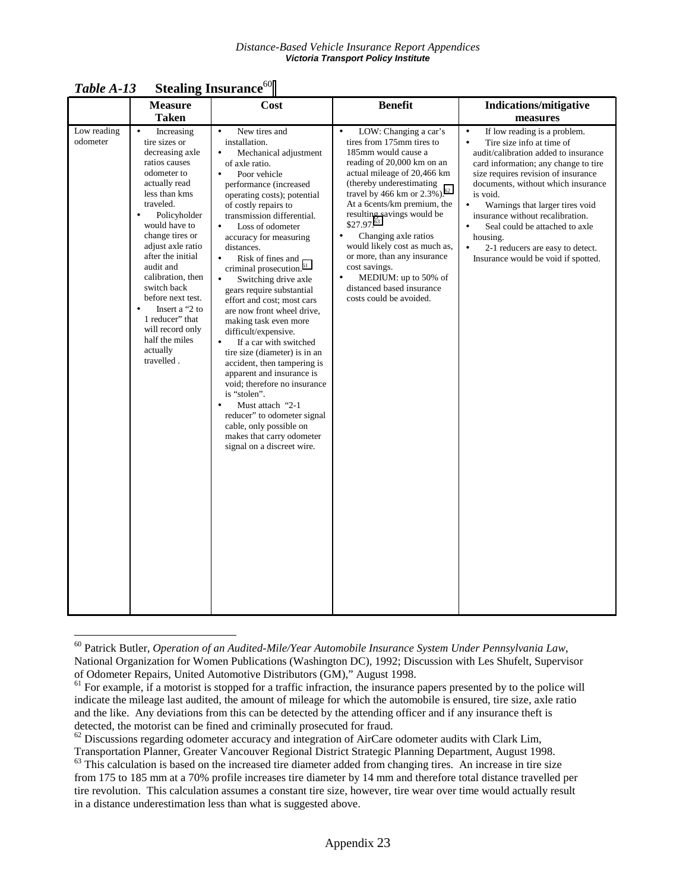*Table A-13* **Stealing Insurance**[60]

| | Measure Taken | Cost | Benefit | Indications/mitigative measures |
|---|---|---|---|---|
| Low reading odometer | • Increasing tire sizes or decreasing axle ratios causes odometer to actually read less than kms traveled.<br>• Policyholder would have to change tires or adjust axle ratio after the initial audit and calibration, then switch back before next test.<br>• Insert a "2 to 1 reducer" that will record only half the miles actually travelled . | • New tires and installation.<br>• Mechanical adjustment of axle ratio.<br>• Poor vehicle performance (increased operating costs); potential of costly repairs to transmission differential.<br>• Loss of odometer accuracy for measuring distances.<br>• Risk of fines and criminal prosecution.[61]<br>• Switching drive axle gears require substantial effort and cost; most cars are now front wheel drive, making task even more difficult/expensive.<br>• If a car with switched tire size (diameter) is in an accident, then tampering is apparent and insurance is void; therefore no insurance is "stolen".<br>• Must attach "2-1 reducer" to odometer signal cable, only possible on makes that carry odometer signal on a discreet wire. | • LOW: Changing a car's tires from 175mm tires to 185mm would cause a reading of 20,000 km on an actual mileage of 20,466 km (thereby underestimating travel by 466 km or 2.3%).[62] At a 6cents/km premium, the resulting savings would be $27.97.[63]<br>• Changing axle ratios would likely cost as much as, or more, than any insurance cost savings.<br>• MEDIUM: up to 50% of distanced based insurance costs could be avoided. | • If low reading is a problem.<br>• Tire size info at time of audit/calibration added to insurance card information; any change to tire size requires revision of insurance documents, without which insurance is void.<br>• Warnings that larger tires void insurance without recalibration.<br>• Seal could be attached to axle housing.<br>• 2-1 reducers are easy to detect. Insurance would be void if spotted. |

---

[60] Patrick Butler, *Operation of an Audited-Mile/Year Automobile Insurance System Under Pennsylvania Law*, National Organization for Women Publications (Washington DC), 1992; Discussion with Les Shufelt, Supervisor of Odometer Repairs, United Automotive Distributors (GM)," August 1998.

[61] For example, if a motorist is stopped for a traffic infraction, the insurance papers presented by to the police will indicate the mileage last audited, the amount of mileage for which the automobile is ensured, tire size, axle ratio and the like. Any deviations from this can be detected by the attending officer and if any insurance theft is detected, the motorist can be fined and criminally prosecuted for fraud.

[62] Discussions regarding odometer accuracy and integration of AirCare odometer audits with Clark Lim, Transportation Planner, Greater Vancouver Regional District Strategic Planning Department, August 1998.

[63] This calculation is based on the increased tire diameter added from changing tires. An increase in tire size from 175 to 185 mm at a 70% profile increases tire diameter by 14 mm and therefore total distance travelled per tire revolution. This calculation assumes a constant tire size, however, tire wear over time would actually result in a distance underestimation less than what is suggested above.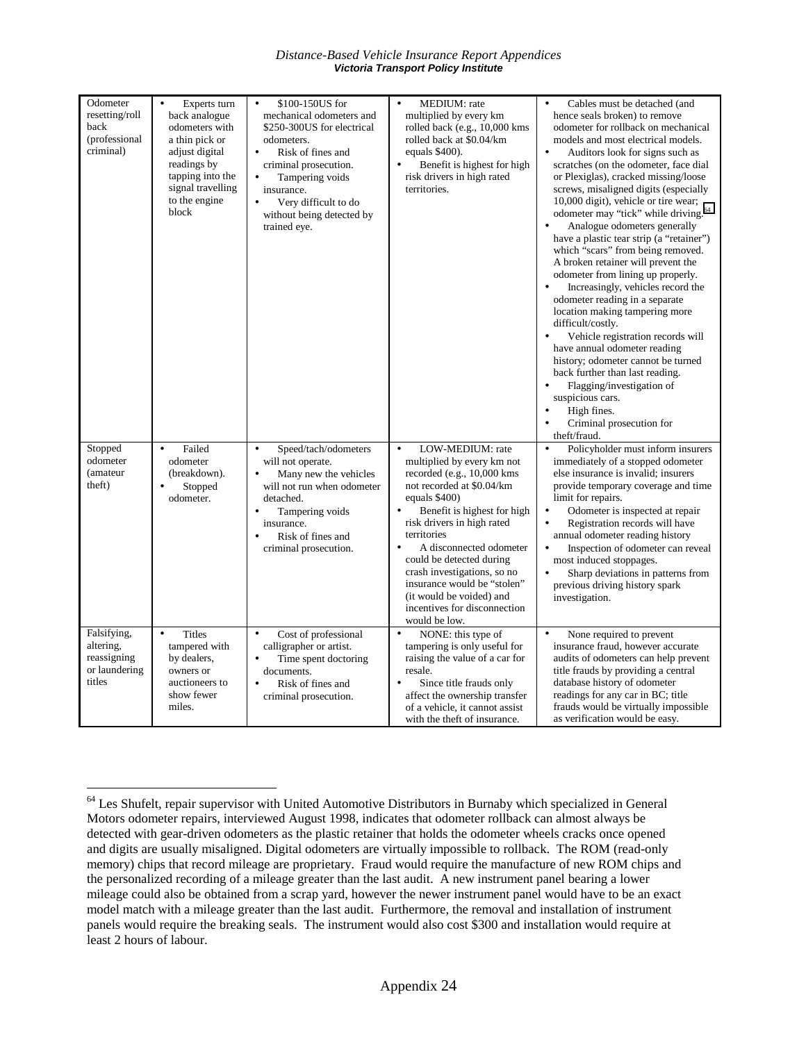| | | | | |
|---|---|---|---|---|
| Odometer resetting/roll back (professional criminal) | • Experts turn back analogue odometers with a thin pick or adjust digital readings by tapping into the signal travelling to the engine block | • $100-150US for mechanical odometers and $250-300US for electrical odometers.<br>• Risk of fines and criminal prosecution.<br>• Tampering voids insurance.<br>• Very difficult to do without being detected by trained eye. | • MEDIUM: rate multiplied by every km rolled back (e.g., 10,000 kms rolled back at $0.04/km equals $400).<br>• Benefit is highest for high risk drivers in high rated territories. | • Cables must be detached (and hence seals broken) to remove odometer for rollback on mechanical models and most electrical models.<br>• Auditors look for signs such as scratches (on the odometer, face dial or Plexiglas), cracked missing/loose screws, misaligned digits (especially 10,000 digit), vehicle or tire wear; odometer may "tick" while driving.[64]<br>• Analogue odometers generally have a plastic tear strip (a "retainer") which "scars" from being removed. A broken retainer will prevent the odometer from lining up properly.<br>• Increasingly, vehicles record the odometer reading in a separate location making tampering more difficult/costly.<br>• Vehicle registration records will have annual odometer reading history; odometer cannot be turned back further than last reading.<br>• Flagging/investigation of suspicious cars.<br>• High fines.<br>• Criminal prosecution for theft/fraud. |
| Stopped odometer (amateur theft) | • Failed odometer (breakdown).<br>• Stopped odometer. | • Speed/tach/odometers will not operate.<br>• Many new the vehicles will not run when odometer detached.<br>• Tampering voids insurance.<br>• Risk of fines and criminal prosecution. | • LOW-MEDIUM: rate multiplied by every km not recorded (e.g., 10,000 kms not recorded at $0.04/km equals $400)<br>• Benefit is highest for high risk drivers in high rated territories<br>• A disconnected odometer could be detected during crash investigations, so no insurance would be "stolen" (it would be voided) and incentives for disconnection would be low. | • Policyholder must inform insurers immediately of a stopped odometer else insurance is invalid; insurers provide temporary coverage and time limit for repairs.<br>• Odometer is inspected at repair<br>• Registration records will have annual odometer reading history<br>• Inspection of odometer can reveal most induced stoppages.<br>• Sharp deviations in patterns from previous driving history spark investigation. |
| Falsifying, altering, reassigning or laundering titles | • Titles tampered with by dealers, owners or auctioneers to show fewer miles. | • Cost of professional calligrapher or artist.<br>• Time spent doctoring documents.<br>• Risk of fines and criminal prosecution. | • NONE: this type of tampering is only useful for raising the value of a car for resale.<br>• Since title frauds only affect the ownership transfer of a vehicle, it cannot assist with the theft of insurance. | • None required to prevent insurance fraud, however accurate audits of odometers can help prevent title frauds by providing a central database history of odometer readings for any car in BC; title frauds would be virtually impossible as verification would be easy. |

[64] Les Shufelt, repair supervisor with United Automotive Distributors in Burnaby which specialized in General Motors odometer repairs, interviewed August 1998, indicates that odometer rollback can almost always be detected with gear-driven odometers as the plastic retainer that holds the odometer wheels cracks once opened and digits are usually misaligned. Digital odometers are virtually impossible to rollback. The ROM (read-only memory) chips that record mileage are proprietary. Fraud would require the manufacture of new ROM chips and the personalized recording of a mileage greater than the last audit. A new instrument panel bearing a lower mileage could also be obtained from a scrap yard, however the newer instrument panel would have to be an exact model match with a mileage greater than the last audit. Furthermore, the removal and installation of instrument panels would require the breaking seals. The instrument would also cost $300 and installation would require at least 2 hours of labour.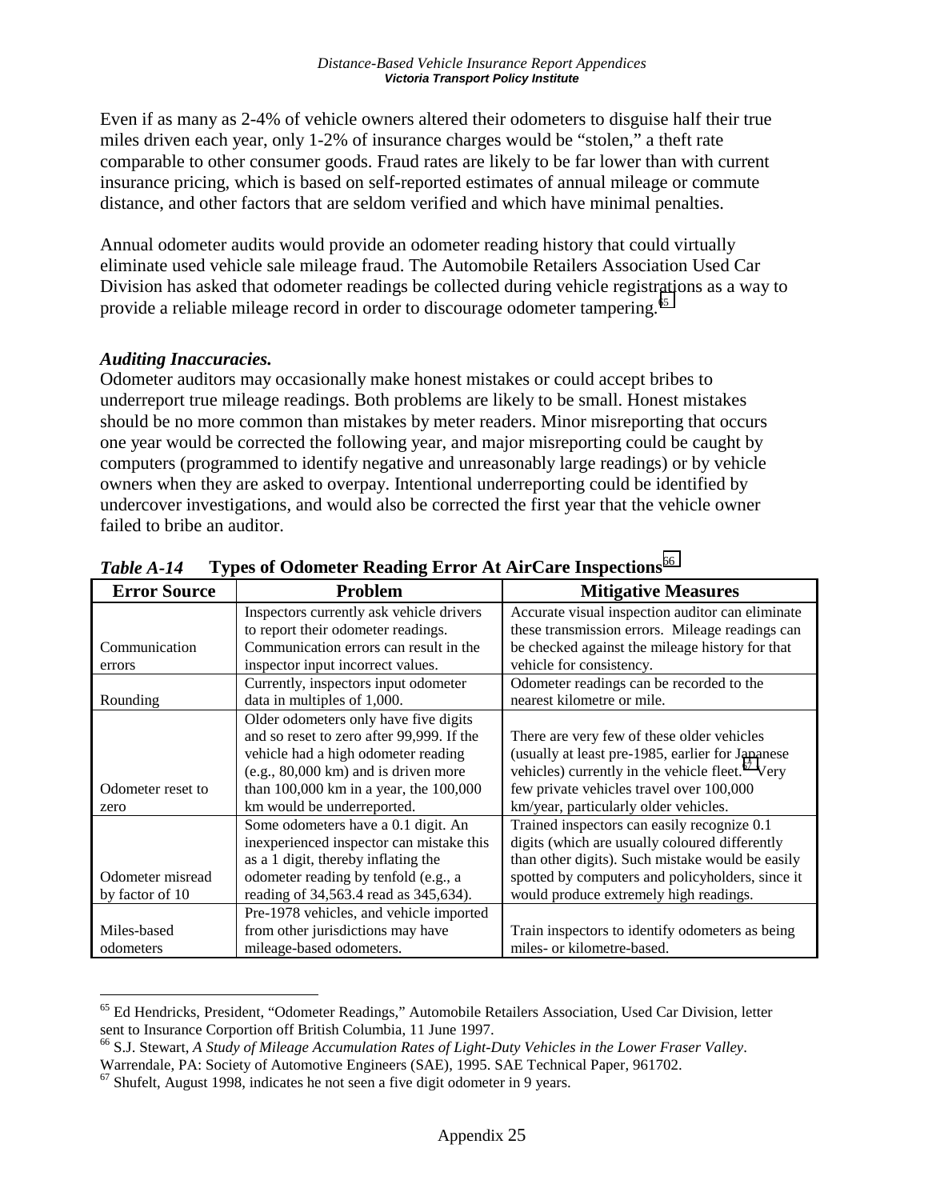Even if as many as 2-4% of vehicle owners altered their odometers to disguise half their true miles driven each year, only 1-2% of insurance charges would be "stolen," a theft rate comparable to other consumer goods. Fraud rates are likely to be far lower than with current insurance pricing, which is based on self-reported estimates of annual mileage or commute distance, and other factors that are seldom verified and which have minimal penalties.

Annual odometer audits would provide an odometer reading history that could virtually eliminate used vehicle sale mileage fraud. The Automobile Retailers Association Used Car Division has asked that odometer readings be collected during vehicle registrations as a way to provide a reliable mileage record in order to discourage odometer tampering.[65]

***Auditing Inaccuracies.***

Odometer auditors may occasionally make honest mistakes or could accept bribes to underreport true mileage readings. Both problems are likely to be small. Honest mistakes should be no more common than mistakes by meter readers. Minor misreporting that occurs one year would be corrected the following year, and major misreporting could be caught by computers (programmed to identify negative and unreasonably large readings) or by vehicle owners when they are asked to overpay. Intentional underreporting could be identified by undercover investigations, and would also be corrected the first year that the vehicle owner failed to bribe an auditor.

*Table A-14* **Types of Odometer Reading Error At AirCare Inspections**[66]

| Error Source | Problem | Mitigative Measures |
|---|---|---|
| Communication errors | Inspectors currently ask vehicle drivers to report their odometer readings. Communication errors can result in the inspector input incorrect values. | Accurate visual inspection auditor can eliminate these transmission errors. Mileage readings can be checked against the mileage history for that vehicle for consistency. |
| Rounding | Currently, inspectors input odometer data in multiples of 1,000. | Odometer readings can be recorded to the nearest kilometre or mile. |
| Odometer reset to zero | Older odometers only have five digits and so reset to zero after 99,999. If the vehicle had a high odometer reading (e.g., 80,000 km) and is driven more than 100,000 km in a year, the 100,000 km would be underreported. | There are very few of these older vehicles (usually at least pre-1985, earlier for Japanese vehicles) currently in the vehicle fleet.[67] Very few private vehicles travel over 100,000 km/year, particularly older vehicles. |
| Odometer misread by factor of 10 | Some odometers have a 0.1 digit. An inexperienced inspector can mistake this as a 1 digit, thereby inflating the odometer reading by tenfold (e.g., a reading of 34,563.4 read as 345,634). | Trained inspectors can easily recognize 0.1 digits (which are usually coloured differently than other digits). Such mistake would be easily spotted by computers and policyholders, since it would produce extremely high readings. |
| Miles-based odometers | Pre-1978 vehicles, and vehicle imported from other jurisdictions may have mileage-based odometers. | Train inspectors to identify odometers as being miles- or kilometre-based. |

[65] Ed Hendricks, President, "Odometer Readings," Automobile Retailers Association, Used Car Division, letter sent to Insurance Corportion off British Columbia, 11 June 1997.

[66] S.J. Stewart, *A Study of Mileage Accumulation Rates of Light-Duty Vehicles in the Lower Fraser Valley*. Warrendale, PA: Society of Automotive Engineers (SAE), 1995. SAE Technical Paper, 961702.

[67] Shufelt, August 1998, indicates he not seen a five digit odometer in 9 years.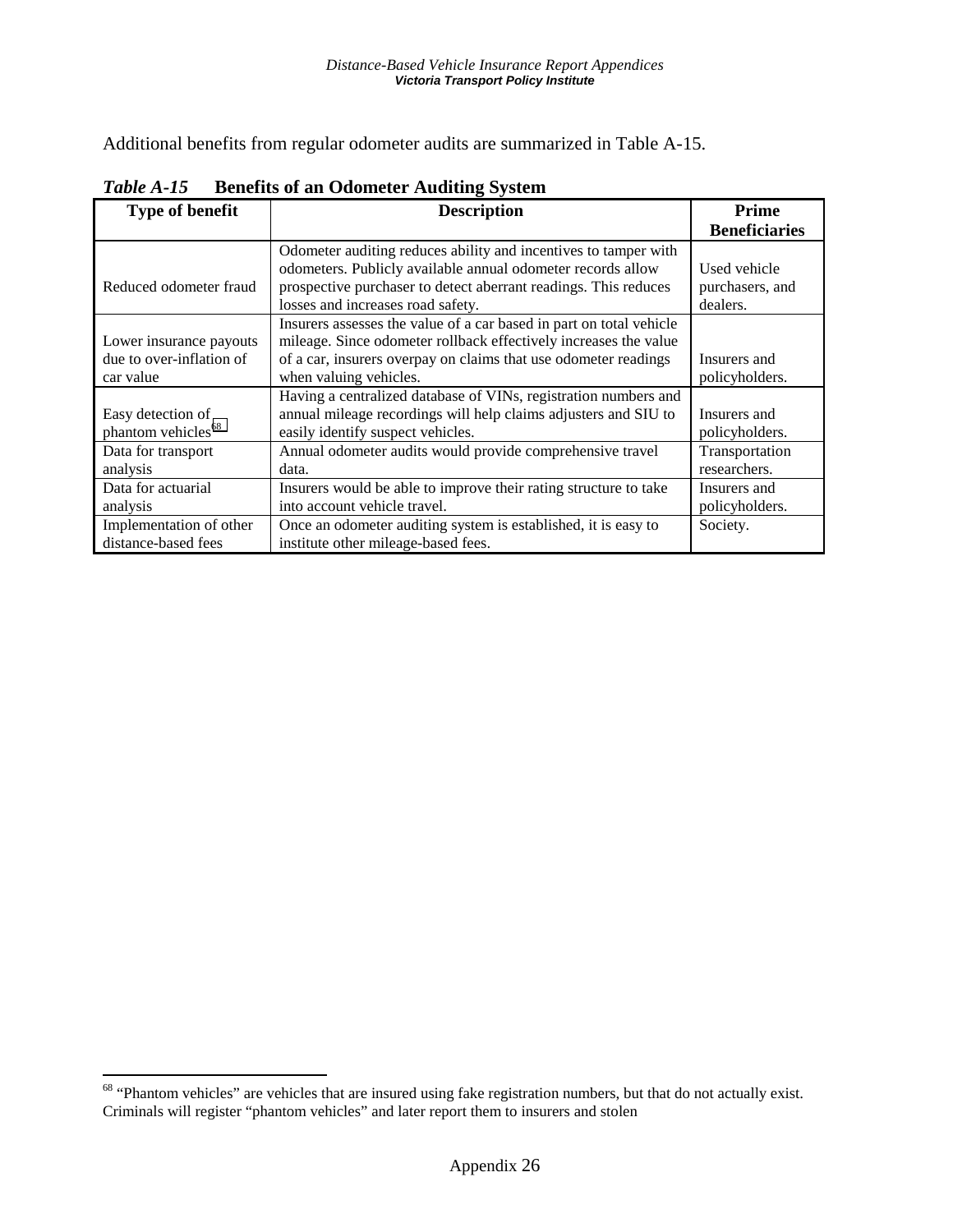Additional benefits from regular odometer audits are summarized in Table A-15.

*Table A-15* **Benefits of an Odometer Auditing System**

| Type of benefit | Description | Prime Beneficiaries |
|---|---|---|
| Reduced odometer fraud | Odometer auditing reduces ability and incentives to tamper with odometers. Publicly available annual odometer records allow prospective purchaser to detect aberrant readings. This reduces losses and increases road safety. | Used vehicle purchasers, and dealers. |
| Lower insurance payouts due to over-inflation of car value | Insurers assesses the value of a car based in part on total vehicle mileage. Since odometer rollback effectively increases the value of a car, insurers overpay on claims that use odometer readings when valuing vehicles. | Insurers and policyholders. |
| Easy detection of phantom vehicles[68] | Having a centralized database of VINs, registration numbers and annual mileage recordings will help claims adjusters and SIU to easily identify suspect vehicles. | Insurers and policyholders. |
| Data for transport analysis | Annual odometer audits would provide comprehensive travel data. | Transportation researchers. |
| Data for actuarial analysis | Insurers would be able to improve their rating structure to take into account vehicle travel. | Insurers and policyholders. |
| Implementation of other distance-based fees | Once an odometer auditing system is established, it is easy to institute other mileage-based fees. | Society. |

[68] "Phantom vehicles" are vehicles that are insured using fake registration numbers, but that do not actually exist. Criminals will register "phantom vehicles" and later report them to insurers and stolen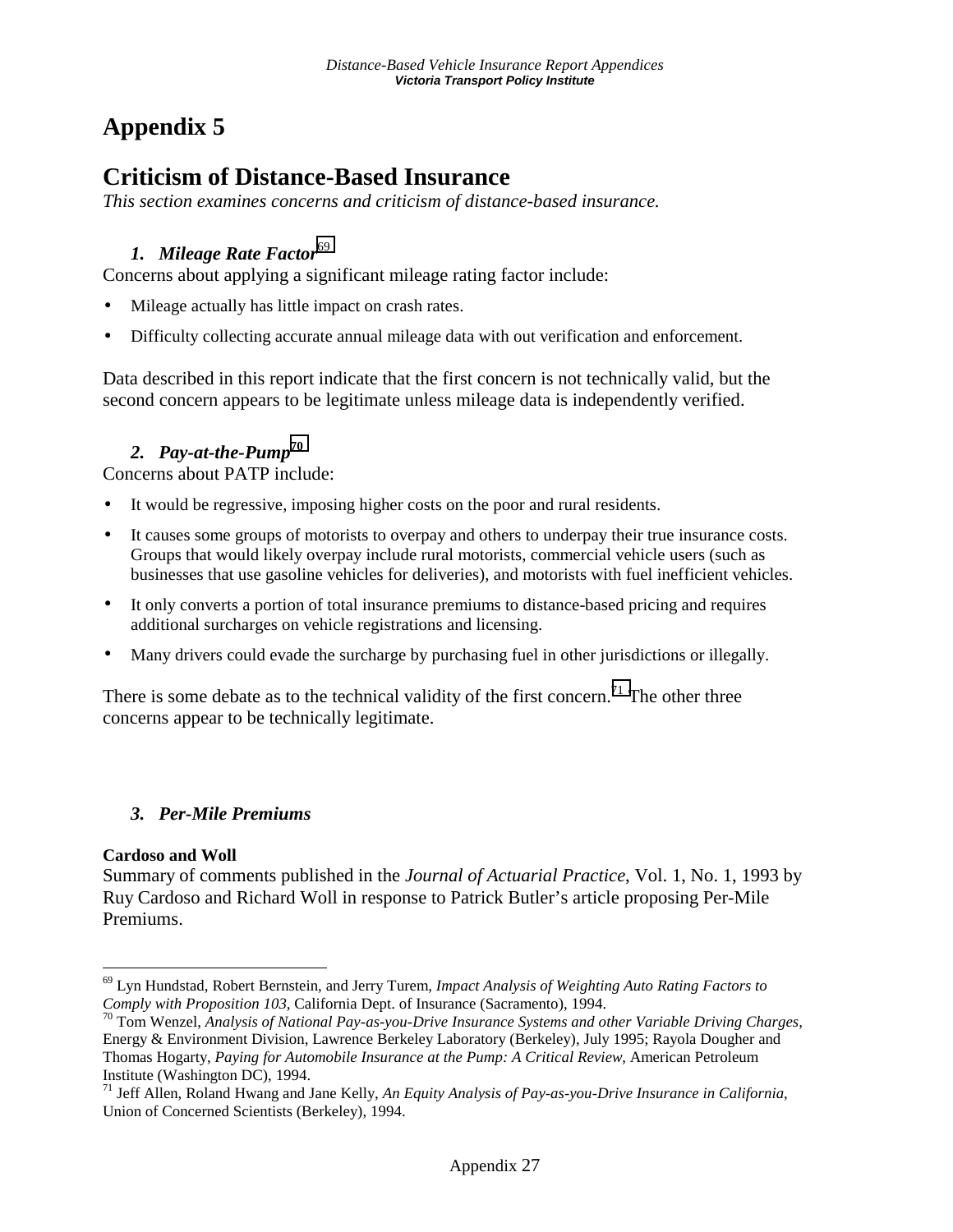# Appendix 5

## Criticism of Distance-Based Insurance

*This section examines concerns and criticism of distance-based insurance.*

### 1. Mileage Rate Factor[69]

Concerns about applying a significant mileage rating factor include:

- Mileage actually has little impact on crash rates.
- Difficulty collecting accurate annual mileage data with out verification and enforcement.

Data described in this report indicate that the first concern is not technically valid, but the second concern appears to be legitimate unless mileage data is independently verified.

### 2. Pay-at-the-Pump[70]

Concerns about PATP include:

- It would be regressive, imposing higher costs on the poor and rural residents.
- It causes some groups of motorists to overpay and others to underpay their true insurance costs. Groups that would likely overpay include rural motorists, commercial vehicle users (such as businesses that use gasoline vehicles for deliveries), and motorists with fuel inefficient vehicles.
- It only converts a portion of total insurance premiums to distance-based pricing and requires additional surcharges on vehicle registrations and licensing.
- Many drivers could evade the surcharge by purchasing fuel in other jurisdictions or illegally.

There is some debate as to the technical validity of the first concern.[71] The other three concerns appear to be technically legitimate.

### 3. Per-Mile Premiums

**Cardoso and Woll**

Summary of comments published in the *Journal of Actuarial Practice*, Vol. 1, No. 1, 1993 by Ruy Cardoso and Richard Woll in response to Patrick Butler's article proposing Per-Mile Premiums.

---

[69] Lyn Hundstad, Robert Bernstein, and Jerry Turem, *Impact Analysis of Weighting Auto Rating Factors to Comply with Proposition 103*, California Dept. of Insurance (Sacramento), 1994.

[70] Tom Wenzel, *Analysis of National Pay-as-you-Drive Insurance Systems and other Variable Driving Charges*, Energy & Environment Division, Lawrence Berkeley Laboratory (Berkeley), July 1995; Rayola Dougher and Thomas Hogarty, *Paying for Automobile Insurance at the Pump: A Critical Review*, American Petroleum Institute (Washington DC), 1994.

[71] Jeff Allen, Roland Hwang and Jane Kelly, *An Equity Analysis of Pay-as-you-Drive Insurance in California*, Union of Concerned Scientists (Berkeley), 1994.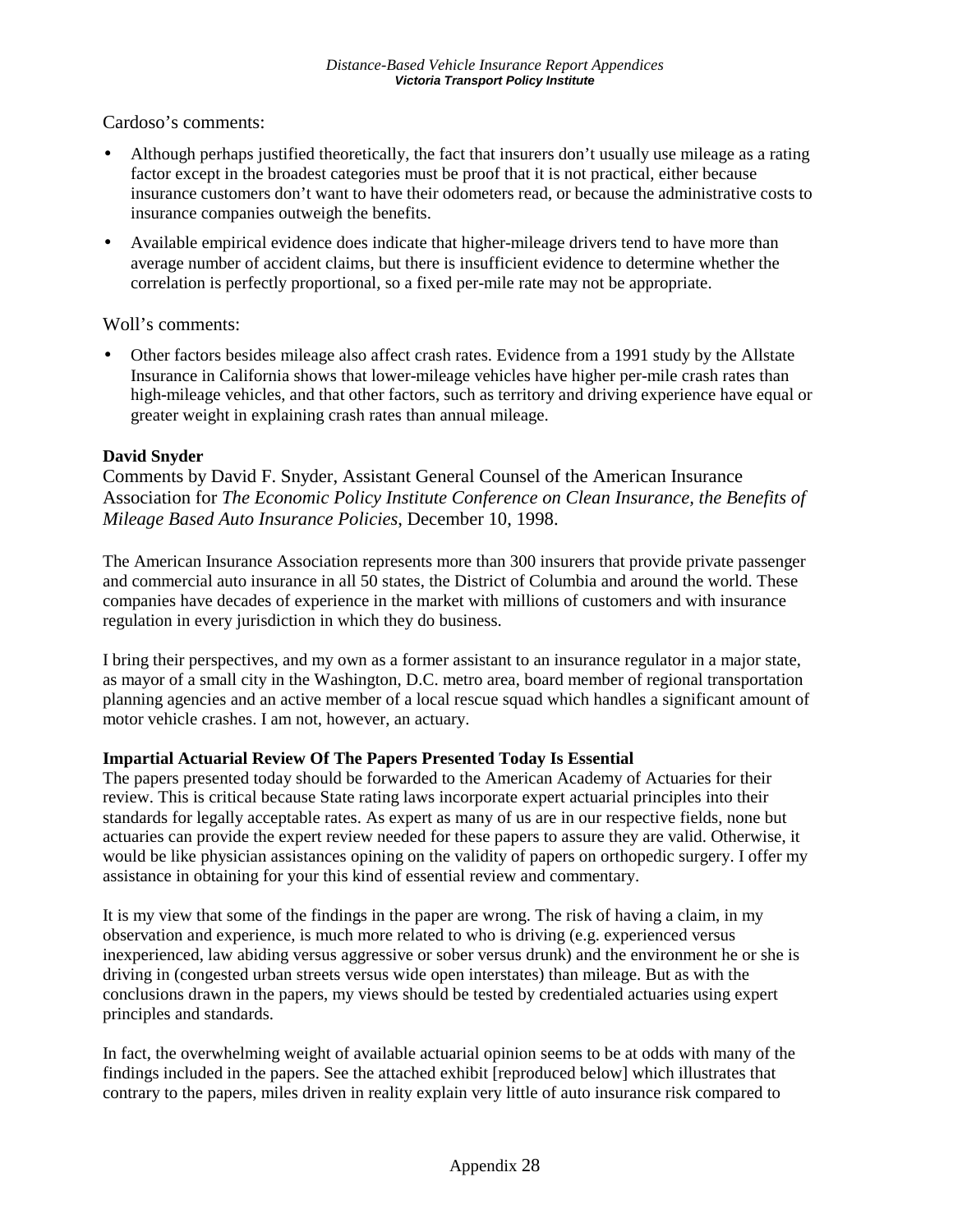Cardoso's comments:

- Although perhaps justified theoretically, the fact that insurers don't usually use mileage as a rating factor except in the broadest categories must be proof that it is not practical, either because insurance customers don't want to have their odometers read, or because the administrative costs to insurance companies outweigh the benefits.
- Available empirical evidence does indicate that higher-mileage drivers tend to have more than average number of accident claims, but there is insufficient evidence to determine whether the correlation is perfectly proportional, so a fixed per-mile rate may not be appropriate.

Woll's comments:

- Other factors besides mileage also affect crash rates. Evidence from a 1991 study by the Allstate Insurance in California shows that lower-mileage vehicles have higher per-mile crash rates than high-mileage vehicles, and that other factors, such as territory and driving experience have equal or greater weight in explaining crash rates than annual mileage.

**David Snyder**

Comments by David F. Snyder, Assistant General Counsel of the American Insurance Association for *The Economic Policy Institute Conference on Clean Insurance, the Benefits of Mileage Based Auto Insurance Policies*, December 10, 1998.

The American Insurance Association represents more than 300 insurers that provide private passenger and commercial auto insurance in all 50 states, the District of Columbia and around the world. These companies have decades of experience in the market with millions of customers and with insurance regulation in every jurisdiction in which they do business.

I bring their perspectives, and my own as a former assistant to an insurance regulator in a major state, as mayor of a small city in the Washington, D.C. metro area, board member of regional transportation planning agencies and an active member of a local rescue squad which handles a significant amount of motor vehicle crashes. I am not, however, an actuary.

**Impartial Actuarial Review Of The Papers Presented Today Is Essential**

The papers presented today should be forwarded to the American Academy of Actuaries for their review. This is critical because State rating laws incorporate expert actuarial principles into their standards for legally acceptable rates. As expert as many of us are in our respective fields, none but actuaries can provide the expert review needed for these papers to assure they are valid. Otherwise, it would be like physician assistances opining on the validity of papers on orthopedic surgery. I offer my assistance in obtaining for your this kind of essential review and commentary.

It is my view that some of the findings in the paper are wrong. The risk of having a claim, in my observation and experience, is much more related to who is driving (e.g. experienced versus inexperienced, law abiding versus aggressive or sober versus drunk) and the environment he or she is driving in (congested urban streets versus wide open interstates) than mileage. But as with the conclusions drawn in the papers, my views should be tested by credentialed actuaries using expert principles and standards.

In fact, the overwhelming weight of available actuarial opinion seems to be at odds with many of the findings included in the papers. See the attached exhibit [reproduced below] which illustrates that contrary to the papers, miles driven in reality explain very little of auto insurance risk compared to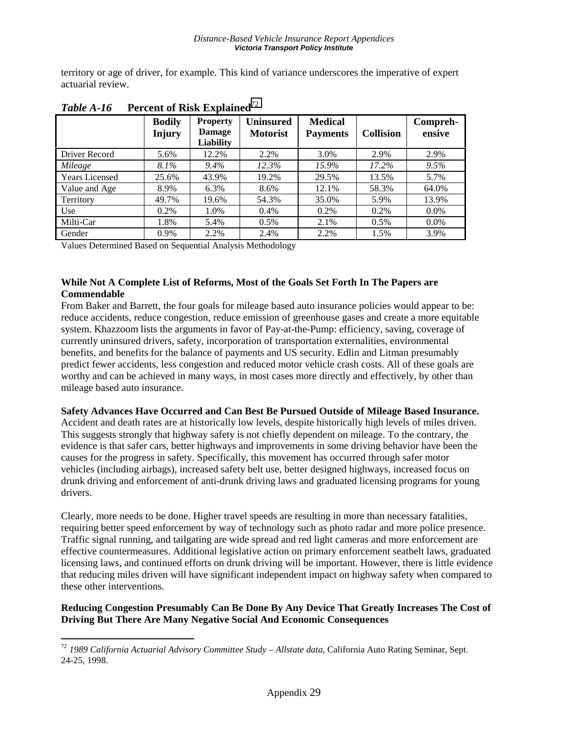territory or age of driver, for example. This kind of variance underscores the imperative of expert actuarial review.

*Table A-16* **Percent of Risk Explained**[72]

| | **Bodily Injury** | **Property Damage Liability** | **Uninsured Motorist** | **Medical Payments** | **Collision** | **Compreh-ensive** |
|---|---|---|---|---|---|---|
| Driver Record | 5.6% | 12.2% | 2.2% | 3.0% | 2.9% | 2.9% |
| *Mileage* | *8.1%* | *9.4%* | *12.3%* | *15.9%* | *17.2%* | *9.5%* |
| Years Licensed | 25.6% | 43.9% | 19.2% | 29.5% | 13.5% | 5.7% |
| Value and Age | 8.9% | 6.3% | 8.6% | 12.1% | 58.3% | 64.0% |
| Territory | 49.7% | 19.6% | 54.3% | 35.0% | 5.9% | 13.9% |
| Use | 0.2% | 1.0% | 0.4% | 0.2% | 0.2% | 0.0% |
| Milti-Car | 1.8% | 5.4% | 0.5% | 2.1% | 0.5% | 0.0% |
| Gender | 0.9% | 2.2% | 2.4% | 2.2% | 1.5% | 3.9% |

Values Determined Based on Sequential Analysis Methodology

**While Not A Complete List of Reforms, Most of the Goals Set Forth In The Papers are Commendable**

From Baker and Barrett, the four goals for mileage based auto insurance policies would appear to be: reduce accidents, reduce congestion, reduce emission of greenhouse gases and create a more equitable system. Khazzoom lists the arguments in favor of Pay-at-the-Pump: efficiency, saving, coverage of currently uninsured drivers, safety, incorporation of transportation externalities, environmental benefits, and benefits for the balance of payments and US security. Edlin and Litman presumably predict fewer accidents, less congestion and reduced motor vehicle crash costs. All of these goals are worthy and can be achieved in many ways, in most cases more directly and effectively, by other than mileage based auto insurance.

**Safety Advances Have Occurred and Can Best Be Pursued Outside of Mileage Based Insurance.**

Accident and death rates are at historically low levels, despite historically high levels of miles driven. This suggests strongly that highway safety is not chiefly dependent on mileage. To the contrary, the evidence is that safer cars, better highways and improvements in some driving behavior have been the causes for the progress in safety. Specifically, this movement has occurred through safer motor vehicles (including airbags), increased safety belt use, better designed highways, increased focus on drunk driving and enforcement of anti-drunk driving laws and graduated licensing programs for young drivers.

Clearly, more needs to be done. Higher travel speeds are resulting in more than necessary fatalities, requiring better speed enforcement by way of technology such as photo radar and more police presence. Traffic signal running, and tailgating are wide spread and red light cameras and more enforcement are effective countermeasures. Additional legislative action on primary enforcement seatbelt laws, graduated licensing laws, and continued efforts on drunk driving will be important. However, there is little evidence that reducing miles driven will have significant independent impact on highway safety when compared to these other interventions.

**Reducing Congestion Presumably Can Be Done By Any Device That Greatly Increases The Cost of Driving But There Are Many Negative Social And Economic Consequences**

[72] *1989 California Actuarial Advisory Committee Study – Allstate data*, California Auto Rating Seminar, Sept. 24-25, 1998.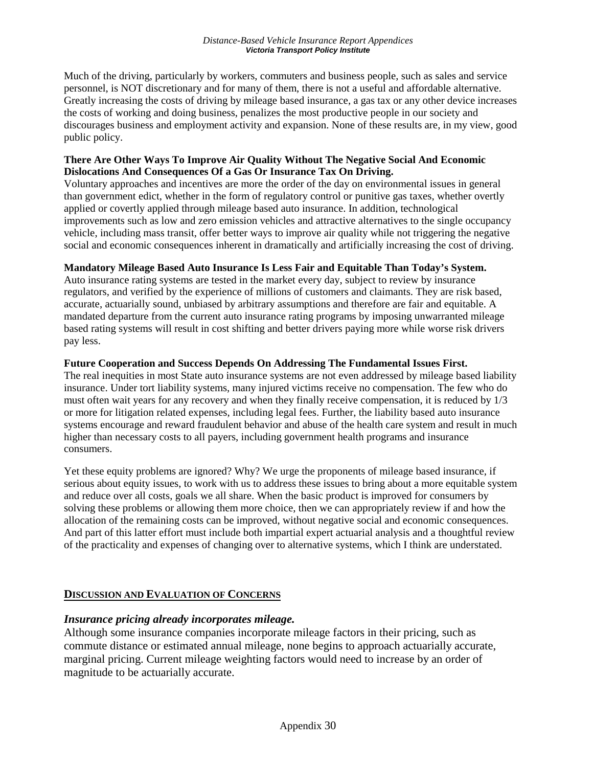Much of the driving, particularly by workers, commuters and business people, such as sales and service personnel, is NOT discretionary and for many of them, there is not a useful and affordable alternative. Greatly increasing the costs of driving by mileage based insurance, a gas tax or any other device increases the costs of working and doing business, penalizes the most productive people in our society and discourages business and employment activity and expansion. None of these results are, in my view, good public policy.

**There Are Other Ways To Improve Air Quality Without The Negative Social And Economic Dislocations And Consequences Of a Gas Or Insurance Tax On Driving.**
Voluntary approaches and incentives are more the order of the day on environmental issues in general than government edict, whether in the form of regulatory control or punitive gas taxes, whether overtly applied or covertly applied through mileage based auto insurance. In addition, technological improvements such as low and zero emission vehicles and attractive alternatives to the single occupancy vehicle, including mass transit, offer better ways to improve air quality while not triggering the negative social and economic consequences inherent in dramatically and artificially increasing the cost of driving.

**Mandatory Mileage Based Auto Insurance Is Less Fair and Equitable Than Today's System.**
Auto insurance rating systems are tested in the market every day, subject to review by insurance regulators, and verified by the experience of millions of customers and claimants. They are risk based, accurate, actuarially sound, unbiased by arbitrary assumptions and therefore are fair and equitable. A mandated departure from the current auto insurance rating programs by imposing unwarranted mileage based rating systems will result in cost shifting and better drivers paying more while worse risk drivers pay less.

**Future Cooperation and Success Depends On Addressing The Fundamental Issues First.**
The real inequities in most State auto insurance systems are not even addressed by mileage based liability insurance. Under tort liability systems, many injured victims receive no compensation. The few who do must often wait years for any recovery and when they finally receive compensation, it is reduced by 1/3 or more for litigation related expenses, including legal fees. Further, the liability based auto insurance systems encourage and reward fraudulent behavior and abuse of the health care system and result in much higher than necessary costs to all payers, including government health programs and insurance consumers.

Yet these equity problems are ignored? Why? We urge the proponents of mileage based insurance, if serious about equity issues, to work with us to address these issues to bring about a more equitable system and reduce over all costs, goals we all share. When the basic product is improved for consumers by solving these problems or allowing them more choice, then we can appropriately review if and how the allocation of the remaining costs can be improved, without negative social and economic consequences. And part of this latter effort must include both impartial expert actuarial analysis and a thoughtful review of the practicality and expenses of changing over to alternative systems, which I think are understated.

## DISCUSSION AND EVALUATION OF CONCERNS

### *Insurance pricing already incorporates mileage.*

Although some insurance companies incorporate mileage factors in their pricing, such as commute distance or estimated annual mileage, none begins to approach actuarially accurate, marginal pricing. Current mileage weighting factors would need to increase by an order of magnitude to be actuarially accurate.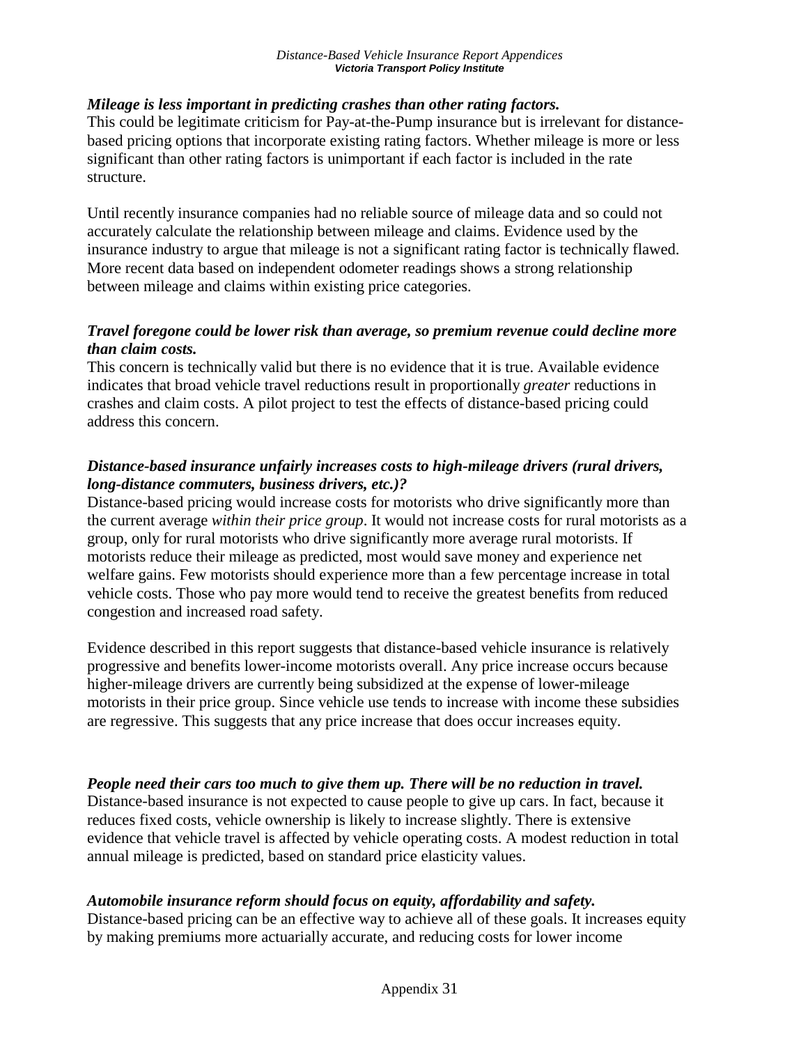***Mileage is less important in predicting crashes than other rating factors.***
This could be legitimate criticism for Pay-at-the-Pump insurance but is irrelevant for distance-based pricing options that incorporate existing rating factors. Whether mileage is more or less significant than other rating factors is unimportant if each factor is included in the rate structure.

Until recently insurance companies had no reliable source of mileage data and so could not accurately calculate the relationship between mileage and claims. Evidence used by the insurance industry to argue that mileage is not a significant rating factor is technically flawed. More recent data based on independent odometer readings shows a strong relationship between mileage and claims within existing price categories.

***Travel foregone could be lower risk than average, so premium revenue could decline more than claim costs.***
This concern is technically valid but there is no evidence that it is true. Available evidence indicates that broad vehicle travel reductions result in proportionally *greater* reductions in crashes and claim costs. A pilot project to test the effects of distance-based pricing could address this concern.

***Distance-based insurance unfairly increases costs to high-mileage drivers (rural drivers, long-distance commuters, business drivers, etc.)?***
Distance-based pricing would increase costs for motorists who drive significantly more than the current average *within their price group*. It would not increase costs for rural motorists as a group, only for rural motorists who drive significantly more average rural motorists. If motorists reduce their mileage as predicted, most would save money and experience net welfare gains. Few motorists should experience more than a few percentage increase in total vehicle costs. Those who pay more would tend to receive the greatest benefits from reduced congestion and increased road safety.

Evidence described in this report suggests that distance-based vehicle insurance is relatively progressive and benefits lower-income motorists overall. Any price increase occurs because higher-mileage drivers are currently being subsidized at the expense of lower-mileage motorists in their price group. Since vehicle use tends to increase with income these subsidies are regressive. This suggests that any price increase that does occur increases equity.

***People need their cars too much to give them up. There will be no reduction in travel.***
Distance-based insurance is not expected to cause people to give up cars. In fact, because it reduces fixed costs, vehicle ownership is likely to increase slightly. There is extensive evidence that vehicle travel is affected by vehicle operating costs. A modest reduction in total annual mileage is predicted, based on standard price elasticity values.

***Automobile insurance reform should focus on equity, affordability and safety.***
Distance-based pricing can be an effective way to achieve all of these goals. It increases equity by making premiums more actuarially accurate, and reducing costs for lower income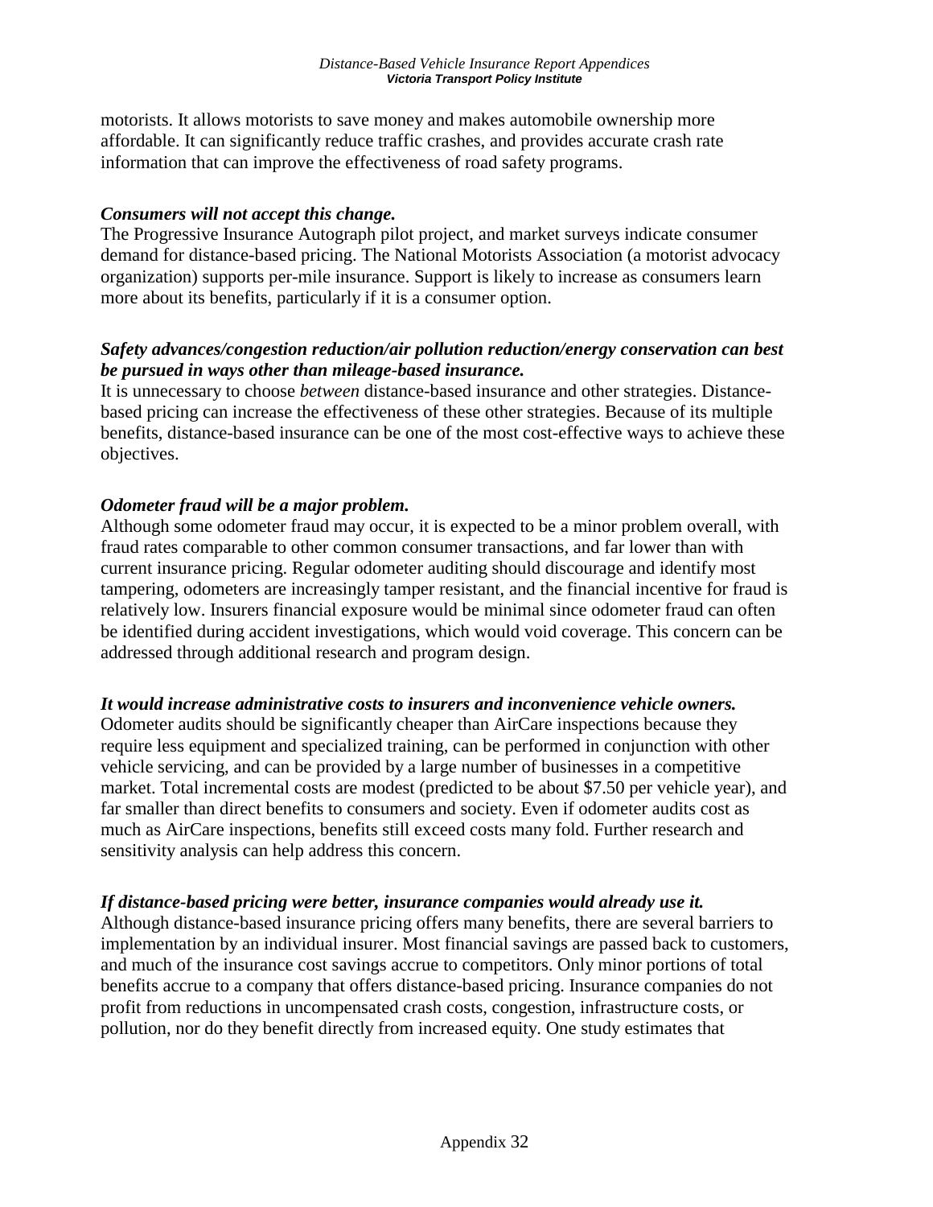motorists. It allows motorists to save money and makes automobile ownership more affordable. It can significantly reduce traffic crashes, and provides accurate crash rate information that can improve the effectiveness of road safety programs.

***Consumers will not accept this change.***
The Progressive Insurance Autograph pilot project, and market surveys indicate consumer demand for distance-based pricing. The National Motorists Association (a motorist advocacy organization) supports per-mile insurance. Support is likely to increase as consumers learn more about its benefits, particularly if it is a consumer option.

***Safety advances/congestion reduction/air pollution reduction/energy conservation can best be pursued in ways other than mileage-based insurance.***
It is unnecessary to choose *between* distance-based insurance and other strategies. Distance-based pricing can increase the effectiveness of these other strategies. Because of its multiple benefits, distance-based insurance can be one of the most cost-effective ways to achieve these objectives.

***Odometer fraud will be a major problem.***
Although some odometer fraud may occur, it is expected to be a minor problem overall, with fraud rates comparable to other common consumer transactions, and far lower than with current insurance pricing. Regular odometer auditing should discourage and identify most tampering, odometers are increasingly tamper resistant, and the financial incentive for fraud is relatively low. Insurers financial exposure would be minimal since odometer fraud can often be identified during accident investigations, which would void coverage. This concern can be addressed through additional research and program design.

***It would increase administrative costs to insurers and inconvenience vehicle owners.***
Odometer audits should be significantly cheaper than AirCare inspections because they require less equipment and specialized training, can be performed in conjunction with other vehicle servicing, and can be provided by a large number of businesses in a competitive market. Total incremental costs are modest (predicted to be about $7.50 per vehicle year), and far smaller than direct benefits to consumers and society. Even if odometer audits cost as much as AirCare inspections, benefits still exceed costs many fold. Further research and sensitivity analysis can help address this concern.

***If distance-based pricing were better, insurance companies would already use it.***
Although distance-based insurance pricing offers many benefits, there are several barriers to implementation by an individual insurer. Most financial savings are passed back to customers, and much of the insurance cost savings accrue to competitors. Only minor portions of total benefits accrue to a company that offers distance-based pricing. Insurance companies do not profit from reductions in uncompensated crash costs, congestion, infrastructure costs, or pollution, nor do they benefit directly from increased equity. One study estimates that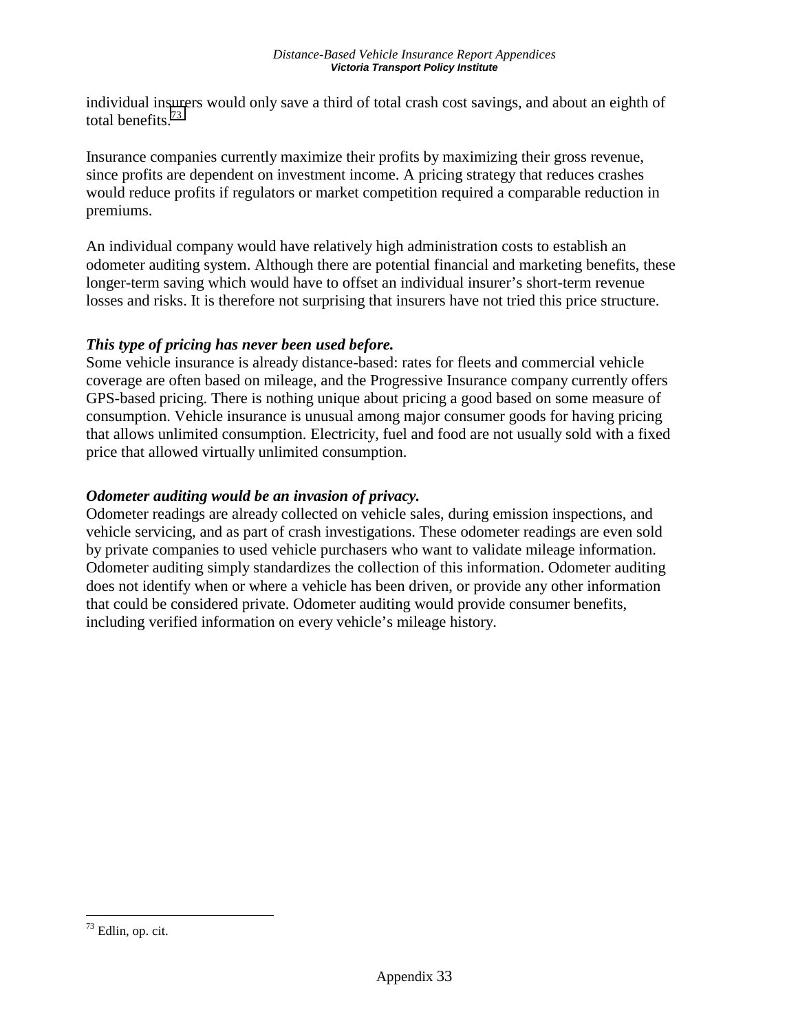individual insurers would only save a third of total crash cost savings, and about an eighth of total benefits.[73]

Insurance companies currently maximize their profits by maximizing their gross revenue, since profits are dependent on investment income. A pricing strategy that reduces crashes would reduce profits if regulators or market competition required a comparable reduction in premiums.

An individual company would have relatively high administration costs to establish an odometer auditing system. Although there are potential financial and marketing benefits, these longer-term saving which would have to offset an individual insurer's short-term revenue losses and risks. It is therefore not surprising that insurers have not tried this price structure.

***This type of pricing has never been used before.***

Some vehicle insurance is already distance-based: rates for fleets and commercial vehicle coverage are often based on mileage, and the Progressive Insurance company currently offers GPS-based pricing. There is nothing unique about pricing a good based on some measure of consumption. Vehicle insurance is unusual among major consumer goods for having pricing that allows unlimited consumption. Electricity, fuel and food are not usually sold with a fixed price that allowed virtually unlimited consumption.

***Odometer auditing would be an invasion of privacy.***

Odometer readings are already collected on vehicle sales, during emission inspections, and vehicle servicing, and as part of crash investigations. These odometer readings are even sold by private companies to used vehicle purchasers who want to validate mileage information. Odometer auditing simply standardizes the collection of this information. Odometer auditing does not identify when or where a vehicle has been driven, or provide any other information that could be considered private. Odometer auditing would provide consumer benefits, including verified information on every vehicle's mileage history.

---

[73] Edlin, op. cit.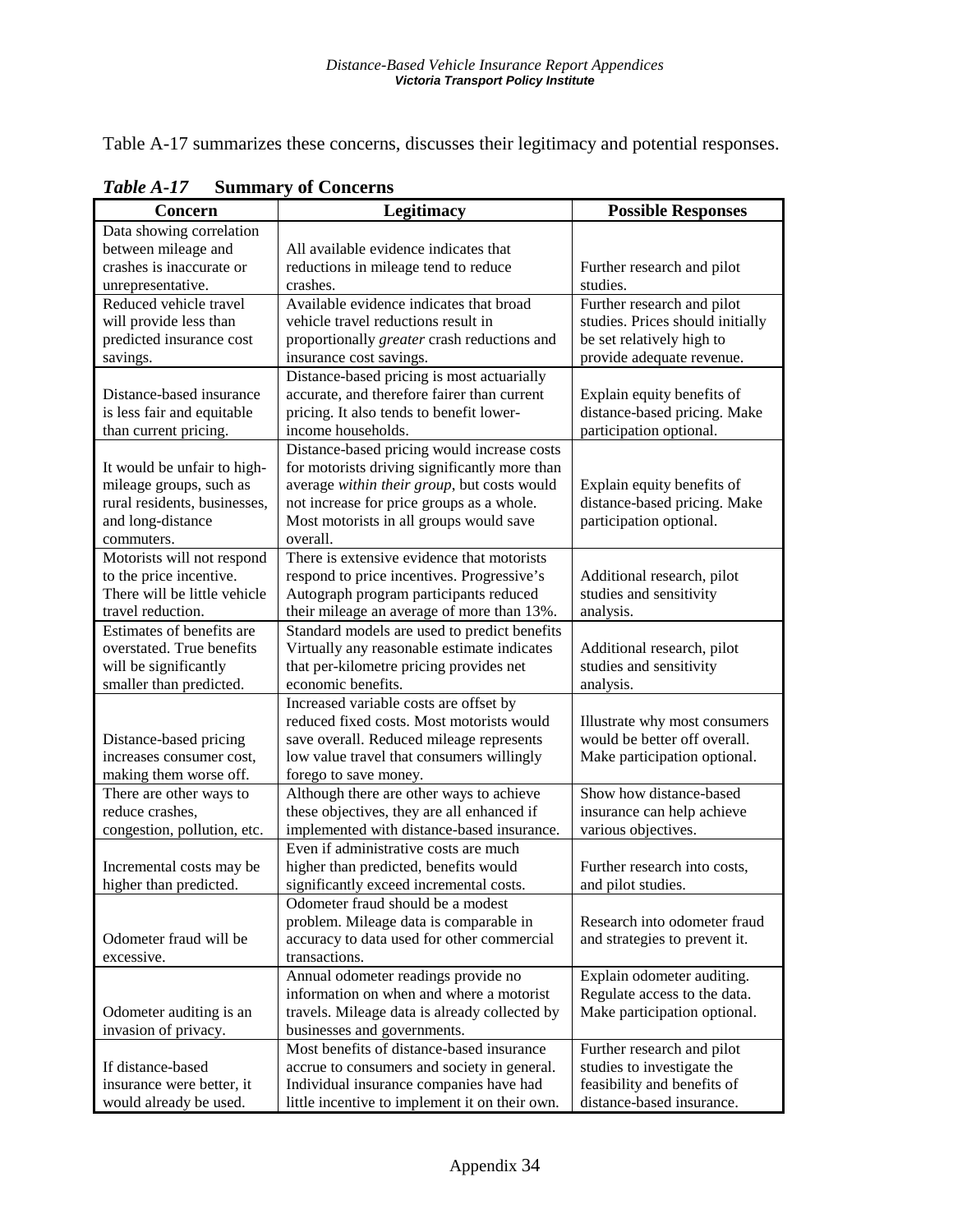Table A-17 summarizes these concerns, discusses their legitimacy and potential responses.

***Table A-17*** **Summary of Concerns**

| Concern | Legitimacy | Possible Responses |
|---|---|---|
| Data showing correlation between mileage and crashes is inaccurate or unrepresentative. | All available evidence indicates that reductions in mileage tend to reduce crashes. | Further research and pilot studies. |
| Reduced vehicle travel will provide less than predicted insurance cost savings. | Available evidence indicates that broad vehicle travel reductions result in proportionally *greater* crash reductions and insurance cost savings. | Further research and pilot studies. Prices should initially be set relatively high to provide adequate revenue. |
| Distance-based insurance is less fair and equitable than current pricing. | Distance-based pricing is most actuarially accurate, and therefore fairer than current pricing. It also tends to benefit lower-income households. | Explain equity benefits of distance-based pricing. Make participation optional. |
| It would be unfair to high-mileage groups, such as rural residents, businesses, and long-distance commuters. | Distance-based pricing would increase costs for motorists driving significantly more than average *within their group*, but costs would not increase for price groups as a whole. Most motorists in all groups would save overall. | Explain equity benefits of distance-based pricing. Make participation optional. |
| Motorists will not respond to the price incentive. There will be little vehicle travel reduction. | There is extensive evidence that motorists respond to price incentives. Progressive's Autograph program participants reduced their mileage an average of more than 13%. | Additional research, pilot studies and sensitivity analysis. |
| Estimates of benefits are overstated. True benefits will be significantly smaller than predicted. | Standard models are used to predict benefits Virtually any reasonable estimate indicates that per-kilometre pricing provides net economic benefits. | Additional research, pilot studies and sensitivity analysis. |
| Distance-based pricing increases consumer cost, making them worse off. | Increased variable costs are offset by reduced fixed costs. Most motorists would save overall. Reduced mileage represents low value travel that consumers willingly forego to save money. | Illustrate why most consumers would be better off overall. Make participation optional. |
| There are other ways to reduce crashes, congestion, pollution, etc. | Although there are other ways to achieve these objectives, they are all enhanced if implemented with distance-based insurance. | Show how distance-based insurance can help achieve various objectives. |
| Incremental costs may be higher than predicted. | Even if administrative costs are much higher than predicted, benefits would significantly exceed incremental costs. | Further research into costs, and pilot studies. |
| Odometer fraud will be excessive. | Odometer fraud should be a modest problem. Mileage data is comparable in accuracy to data used for other commercial transactions. | Research into odometer fraud and strategies to prevent it. |
| Odometer auditing is an invasion of privacy. | Annual odometer readings provide no information on when and where a motorist travels. Mileage data is already collected by businesses and governments. | Explain odometer auditing. Regulate access to the data. Make participation optional. |
| If distance-based insurance were better, it would already be used. | Most benefits of distance-based insurance accrue to consumers and society in general. Individual insurance companies have had little incentive to implement it on their own. | Further research and pilot studies to investigate the feasibility and benefits of distance-based insurance. |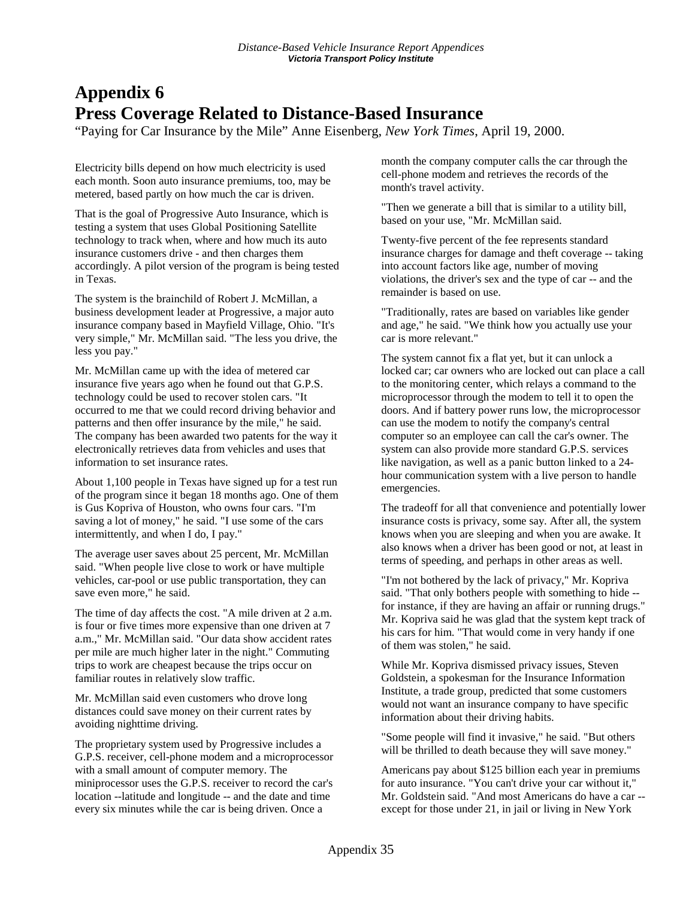# Appendix 6
# Press Coverage Related to Distance-Based Insurance

"Paying for Car Insurance by the Mile" Anne Eisenberg, *New York Times*, April 19, 2000.

Electricity bills depend on how much electricity is used each month. Soon auto insurance premiums, too, may be metered, based partly on how much the car is driven.

That is the goal of Progressive Auto Insurance, which is testing a system that uses Global Positioning Satellite technology to track when, where and how much its auto insurance customers drive - and then charges them accordingly. A pilot version of the program is being tested in Texas.

The system is the brainchild of Robert J. McMillan, a business development leader at Progressive, a major auto insurance company based in Mayfield Village, Ohio. "It's very simple," Mr. McMillan said. "The less you drive, the less you pay."

Mr. McMillan came up with the idea of metered car insurance five years ago when he found out that G.P.S. technology could be used to recover stolen cars. "It occurred to me that we could record driving behavior and patterns and then offer insurance by the mile," he said. The company has been awarded two patents for the way it electronically retrieves data from vehicles and uses that information to set insurance rates.

About 1,100 people in Texas have signed up for a test run of the program since it began 18 months ago. One of them is Gus Kopriva of Houston, who owns four cars. "I'm saving a lot of money," he said. "I use some of the cars intermittently, and when I do, I pay."

The average user saves about 25 percent, Mr. McMillan said. "When people live close to work or have multiple vehicles, car-pool or use public transportation, they can save even more," he said.

The time of day affects the cost. "A mile driven at 2 a.m. is four or five times more expensive than one driven at 7 a.m.," Mr. McMillan said. "Our data show accident rates per mile are much higher later in the night." Commuting trips to work are cheapest because the trips occur on familiar routes in relatively slow traffic.

Mr. McMillan said even customers who drove long distances could save money on their current rates by avoiding nighttime driving.

The proprietary system used by Progressive includes a G.P.S. receiver, cell-phone modem and a microprocessor with a small amount of computer memory. The miniprocessor uses the G.P.S. receiver to record the car's location --latitude and longitude -- and the date and time every six minutes while the car is being driven. Once a month the company computer calls the car through the cell-phone modem and retrieves the records of the month's travel activity.

"Then we generate a bill that is similar to a utility bill, based on your use, "Mr. McMillan said.

Twenty-five percent of the fee represents standard insurance charges for damage and theft coverage -- taking into account factors like age, number of moving violations, the driver's sex and the type of car -- and the remainder is based on use.

"Traditionally, rates are based on variables like gender and age," he said. "We think how you actually use your car is more relevant."

The system cannot fix a flat yet, but it can unlock a locked car; car owners who are locked out can place a call to the monitoring center, which relays a command to the microprocessor through the modem to tell it to open the doors. And if battery power runs low, the microprocessor can use the modem to notify the company's central computer so an employee can call the car's owner. The system can also provide more standard G.P.S. services like navigation, as well as a panic button linked to a 24-hour communication system with a live person to handle emergencies.

The tradeoff for all that convenience and potentially lower insurance costs is privacy, some say. After all, the system knows when you are sleeping and when you are awake. It also knows when a driver has been good or not, at least in terms of speeding, and perhaps in other areas as well.

"I'm not bothered by the lack of privacy," Mr. Kopriva said. "That only bothers people with something to hide -- for instance, if they are having an affair or running drugs." Mr. Kopriva said he was glad that the system kept track of his cars for him. "That would come in very handy if one of them was stolen," he said.

While Mr. Kopriva dismissed privacy issues, Steven Goldstein, a spokesman for the Insurance Information Institute, a trade group, predicted that some customers would not want an insurance company to have specific information about their driving habits.

"Some people will find it invasive," he said. "But others will be thrilled to death because they will save money."

Americans pay about $125 billion each year in premiums for auto insurance. "You can't drive your car without it," Mr. Goldstein said. "And most Americans do have a car -- except for those under 21, in jail or living in New York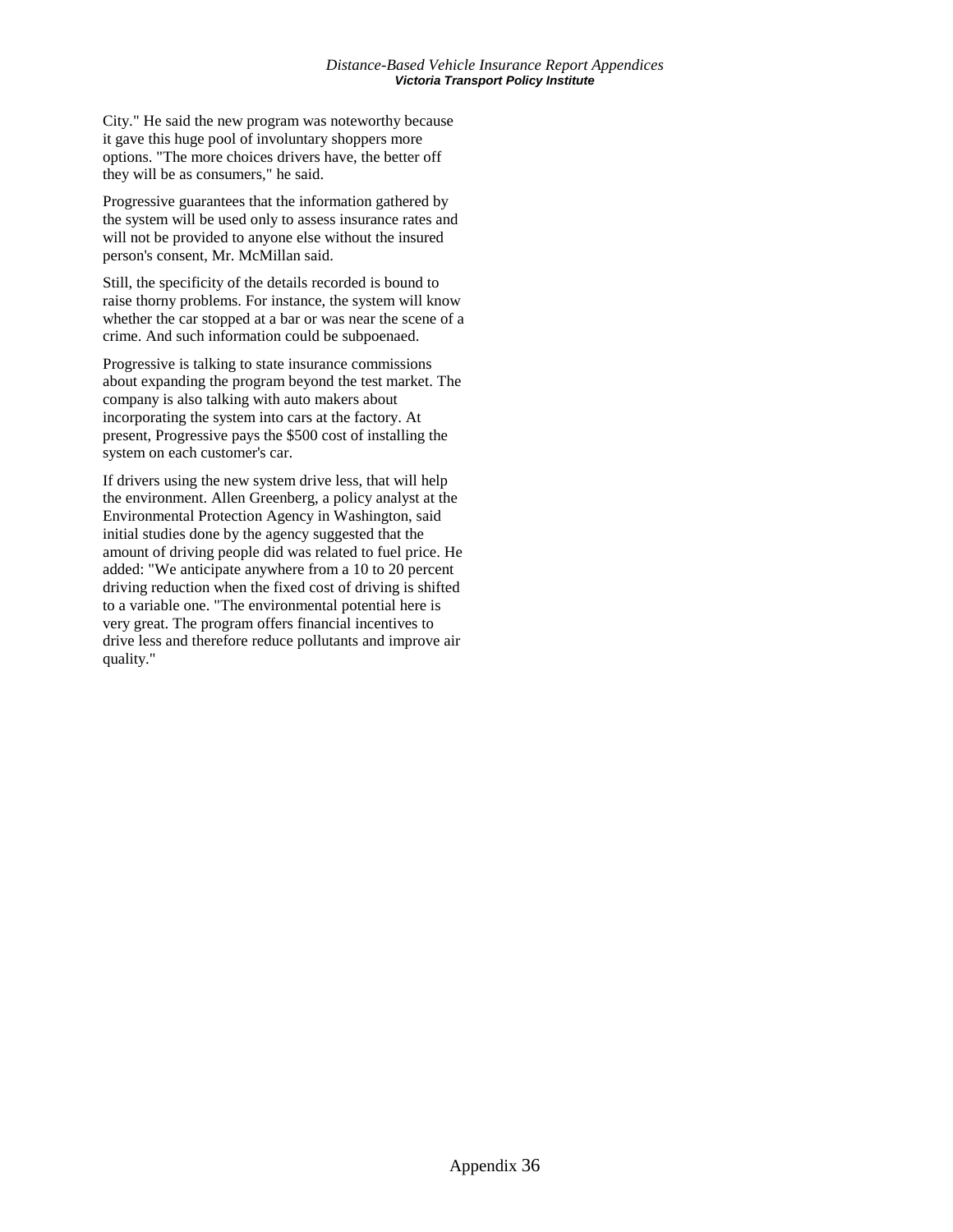City." He said the new program was noteworthy because it gave this huge pool of involuntary shoppers more options. "The more choices drivers have, the better off they will be as consumers," he said.

Progressive guarantees that the information gathered by the system will be used only to assess insurance rates and will not be provided to anyone else without the insured person's consent, Mr. McMillan said.

Still, the specificity of the details recorded is bound to raise thorny problems. For instance, the system will know whether the car stopped at a bar or was near the scene of a crime. And such information could be subpoenaed.

Progressive is talking to state insurance commissions about expanding the program beyond the test market. The company is also talking with auto makers about incorporating the system into cars at the factory. At present, Progressive pays the $500 cost of installing the system on each customer's car.

If drivers using the new system drive less, that will help the environment. Allen Greenberg, a policy analyst at the Environmental Protection Agency in Washington, said initial studies done by the agency suggested that the amount of driving people did was related to fuel price. He added: "We anticipate anywhere from a 10 to 20 percent driving reduction when the fixed cost of driving is shifted to a variable one. "The environmental potential here is very great. The program offers financial incentives to drive less and therefore reduce pollutants and improve air quality."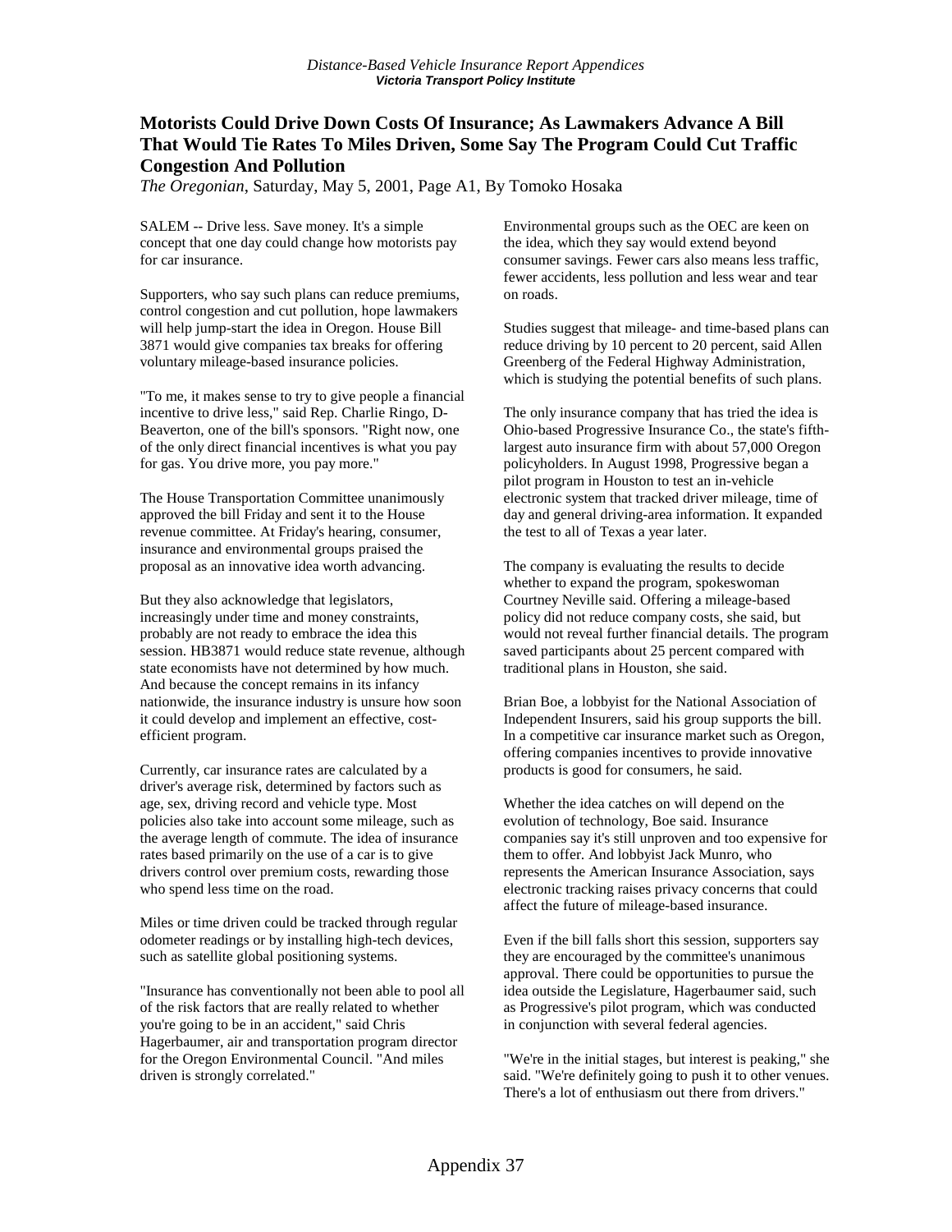## Motorists Could Drive Down Costs Of Insurance; As Lawmakers Advance A Bill That Would Tie Rates To Miles Driven, Some Say The Program Could Cut Traffic Congestion And Pollution

*The Oregonian*, Saturday, May 5, 2001, Page A1, By Tomoko Hosaka

SALEM -- Drive less. Save money. It's a simple concept that one day could change how motorists pay for car insurance.

Supporters, who say such plans can reduce premiums, control congestion and cut pollution, hope lawmakers will help jump-start the idea in Oregon. House Bill 3871 would give companies tax breaks for offering voluntary mileage-based insurance policies.

"To me, it makes sense to try to give people a financial incentive to drive less," said Rep. Charlie Ringo, D-Beaverton, one of the bill's sponsors. "Right now, one of the only direct financial incentives is what you pay for gas. You drive more, you pay more."

The House Transportation Committee unanimously approved the bill Friday and sent it to the House revenue committee. At Friday's hearing, consumer, insurance and environmental groups praised the proposal as an innovative idea worth advancing.

But they also acknowledge that legislators, increasingly under time and money constraints, probably are not ready to embrace the idea this session. HB3871 would reduce state revenue, although state economists have not determined by how much. And because the concept remains in its infancy nationwide, the insurance industry is unsure how soon it could develop and implement an effective, cost-efficient program.

Currently, car insurance rates are calculated by a driver's average risk, determined by factors such as age, sex, driving record and vehicle type. Most policies also take into account some mileage, such as the average length of commute. The idea of insurance rates based primarily on the use of a car is to give drivers control over premium costs, rewarding those who spend less time on the road.

Miles or time driven could be tracked through regular odometer readings or by installing high-tech devices, such as satellite global positioning systems.

"Insurance has conventionally not been able to pool all of the risk factors that are really related to whether you're going to be in an accident," said Chris Hagerbaumer, air and transportation program director for the Oregon Environmental Council. "And miles driven is strongly correlated."

Environmental groups such as the OEC are keen on the idea, which they say would extend beyond consumer savings. Fewer cars also means less traffic, fewer accidents, less pollution and less wear and tear on roads.

Studies suggest that mileage- and time-based plans can reduce driving by 10 percent to 20 percent, said Allen Greenberg of the Federal Highway Administration, which is studying the potential benefits of such plans.

The only insurance company that has tried the idea is Ohio-based Progressive Insurance Co., the state's fifth-largest auto insurance firm with about 57,000 Oregon policyholders. In August 1998, Progressive began a pilot program in Houston to test an in-vehicle electronic system that tracked driver mileage, time of day and general driving-area information. It expanded the test to all of Texas a year later.

The company is evaluating the results to decide whether to expand the program, spokeswoman Courtney Neville said. Offering a mileage-based policy did not reduce company costs, she said, but would not reveal further financial details. The program saved participants about 25 percent compared with traditional plans in Houston, she said.

Brian Boe, a lobbyist for the National Association of Independent Insurers, said his group supports the bill. In a competitive car insurance market such as Oregon, offering companies incentives to provide innovative products is good for consumers, he said.

Whether the idea catches on will depend on the evolution of technology, Boe said. Insurance companies say it's still unproven and too expensive for them to offer. And lobbyist Jack Munro, who represents the American Insurance Association, says electronic tracking raises privacy concerns that could affect the future of mileage-based insurance.

Even if the bill falls short this session, supporters say they are encouraged by the committee's unanimous approval. There could be opportunities to pursue the idea outside the Legislature, Hagerbaumer said, such as Progressive's pilot program, which was conducted in conjunction with several federal agencies.

"We're in the initial stages, but interest is peaking," she said. "We're definitely going to push it to other venues. There's a lot of enthusiasm out there from drivers."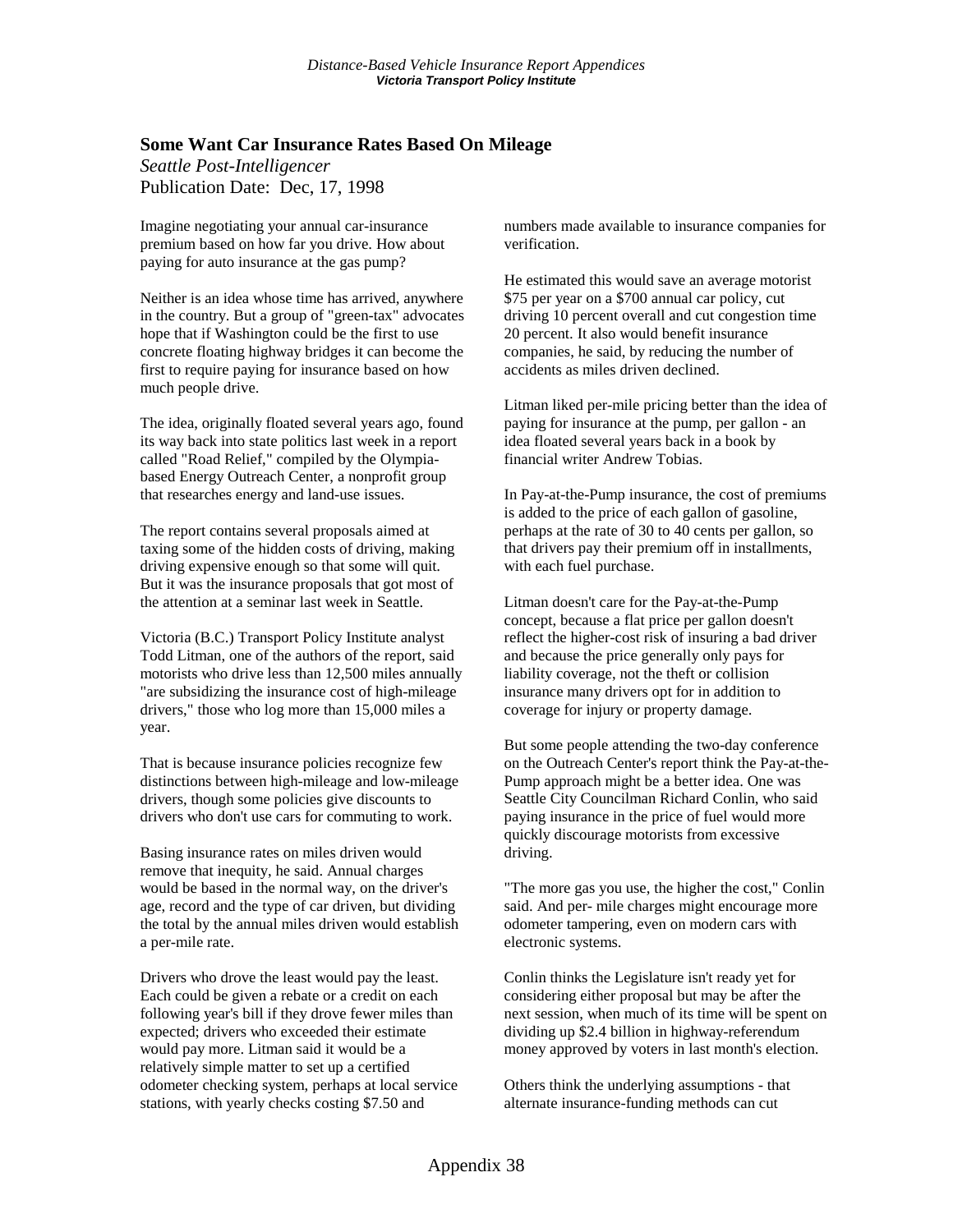## Some Want Car Insurance Rates Based On Mileage

*Seattle Post-Intelligencer*
Publication Date: Dec, 17, 1998

Imagine negotiating your annual car-insurance premium based on how far you drive. How about paying for auto insurance at the gas pump?

Neither is an idea whose time has arrived, anywhere in the country. But a group of "green-tax" advocates hope that if Washington could be the first to use concrete floating highway bridges it can become the first to require paying for insurance based on how much people drive.

The idea, originally floated several years ago, found its way back into state politics last week in a report called "Road Relief," compiled by the Olympia-based Energy Outreach Center, a nonprofit group that researches energy and land-use issues.

The report contains several proposals aimed at taxing some of the hidden costs of driving, making driving expensive enough so that some will quit. But it was the insurance proposals that got most of the attention at a seminar last week in Seattle.

Victoria (B.C.) Transport Policy Institute analyst Todd Litman, one of the authors of the report, said motorists who drive less than 12,500 miles annually "are subsidizing the insurance cost of high-mileage drivers," those who log more than 15,000 miles a year.

That is because insurance policies recognize few distinctions between high-mileage and low-mileage drivers, though some policies give discounts to drivers who don't use cars for commuting to work.

Basing insurance rates on miles driven would remove that inequity, he said. Annual charges would be based in the normal way, on the driver's age, record and the type of car driven, but dividing the total by the annual miles driven would establish a per-mile rate.

Drivers who drove the least would pay the least. Each could be given a rebate or a credit on each following year's bill if they drove fewer miles than expected; drivers who exceeded their estimate would pay more. Litman said it would be a relatively simple matter to set up a certified odometer checking system, perhaps at local service stations, with yearly checks costing $7.50 and numbers made available to insurance companies for verification.

He estimated this would save an average motorist $75 per year on a $700 annual car policy, cut driving 10 percent overall and cut congestion time 20 percent. It also would benefit insurance companies, he said, by reducing the number of accidents as miles driven declined.

Litman liked per-mile pricing better than the idea of paying for insurance at the pump, per gallon - an idea floated several years back in a book by financial writer Andrew Tobias.

In Pay-at-the-Pump insurance, the cost of premiums is added to the price of each gallon of gasoline, perhaps at the rate of 30 to 40 cents per gallon, so that drivers pay their premium off in installments, with each fuel purchase.

Litman doesn't care for the Pay-at-the-Pump concept, because a flat price per gallon doesn't reflect the higher-cost risk of insuring a bad driver and because the price generally only pays for liability coverage, not the theft or collision insurance many drivers opt for in addition to coverage for injury or property damage.

But some people attending the two-day conference on the Outreach Center's report think the Pay-at-the-Pump approach might be a better idea. One was Seattle City Councilman Richard Conlin, who said paying insurance in the price of fuel would more quickly discourage motorists from excessive driving.

"The more gas you use, the higher the cost," Conlin said. And per- mile charges might encourage more odometer tampering, even on modern cars with electronic systems.

Conlin thinks the Legislature isn't ready yet for considering either proposal but may be after the next session, when much of its time will be spent on dividing up $2.4 billion in highway-referendum money approved by voters in last month's election.

Others think the underlying assumptions - that alternate insurance-funding methods can cut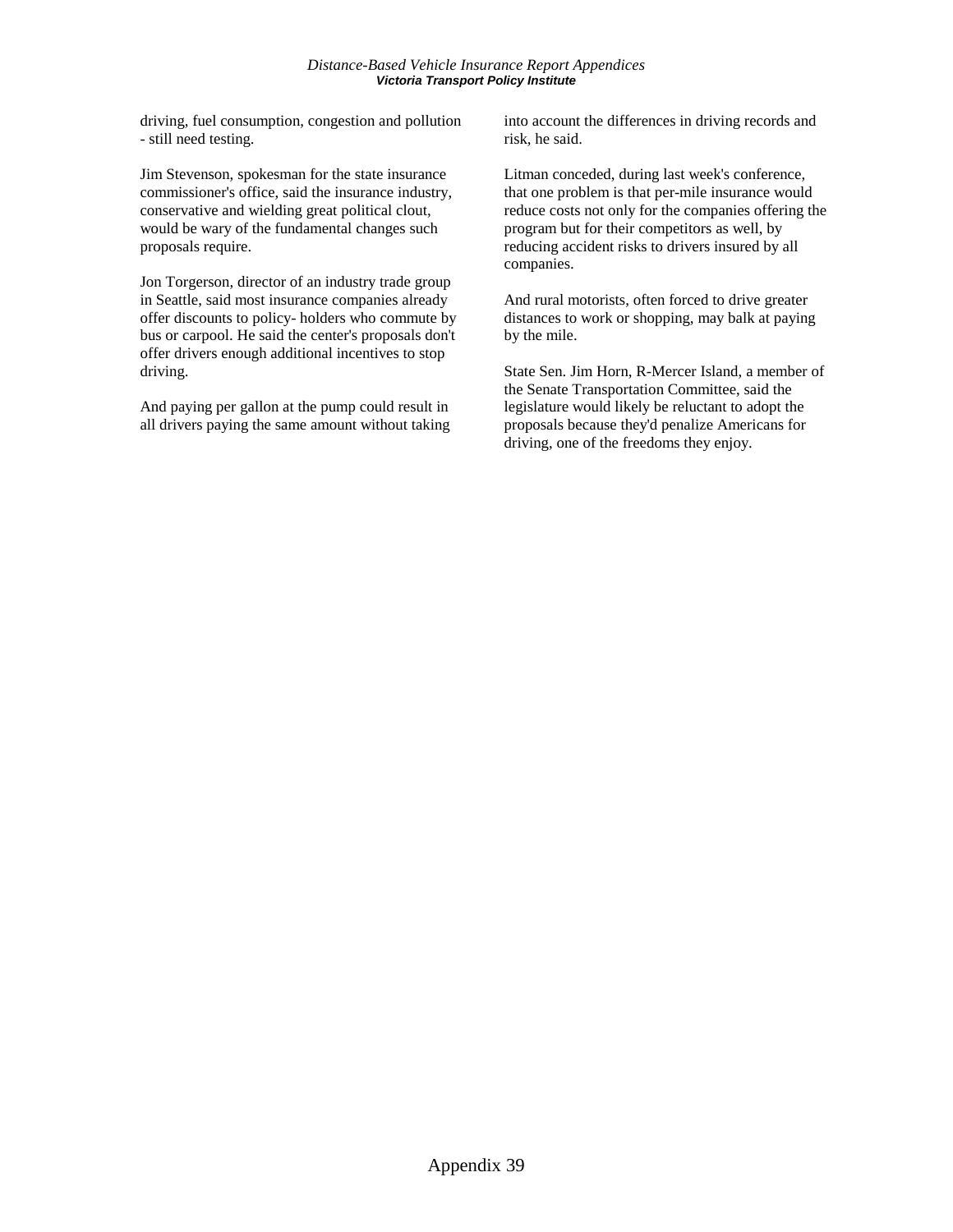driving, fuel consumption, congestion and pollution - still need testing.

Jim Stevenson, spokesman for the state insurance commissioner's office, said the insurance industry, conservative and wielding great political clout, would be wary of the fundamental changes such proposals require.

Jon Torgerson, director of an industry trade group in Seattle, said most insurance companies already offer discounts to policy- holders who commute by bus or carpool. He said the center's proposals don't offer drivers enough additional incentives to stop driving.

And paying per gallon at the pump could result in all drivers paying the same amount without taking into account the differences in driving records and risk, he said.

Litman conceded, during last week's conference, that one problem is that per-mile insurance would reduce costs not only for the companies offering the program but for their competitors as well, by reducing accident risks to drivers insured by all companies.

And rural motorists, often forced to drive greater distances to work or shopping, may balk at paying by the mile.

State Sen. Jim Horn, R-Mercer Island, a member of the Senate Transportation Committee, said the legislature would likely be reluctant to adopt the proposals because they'd penalize Americans for driving, one of the freedoms they enjoy.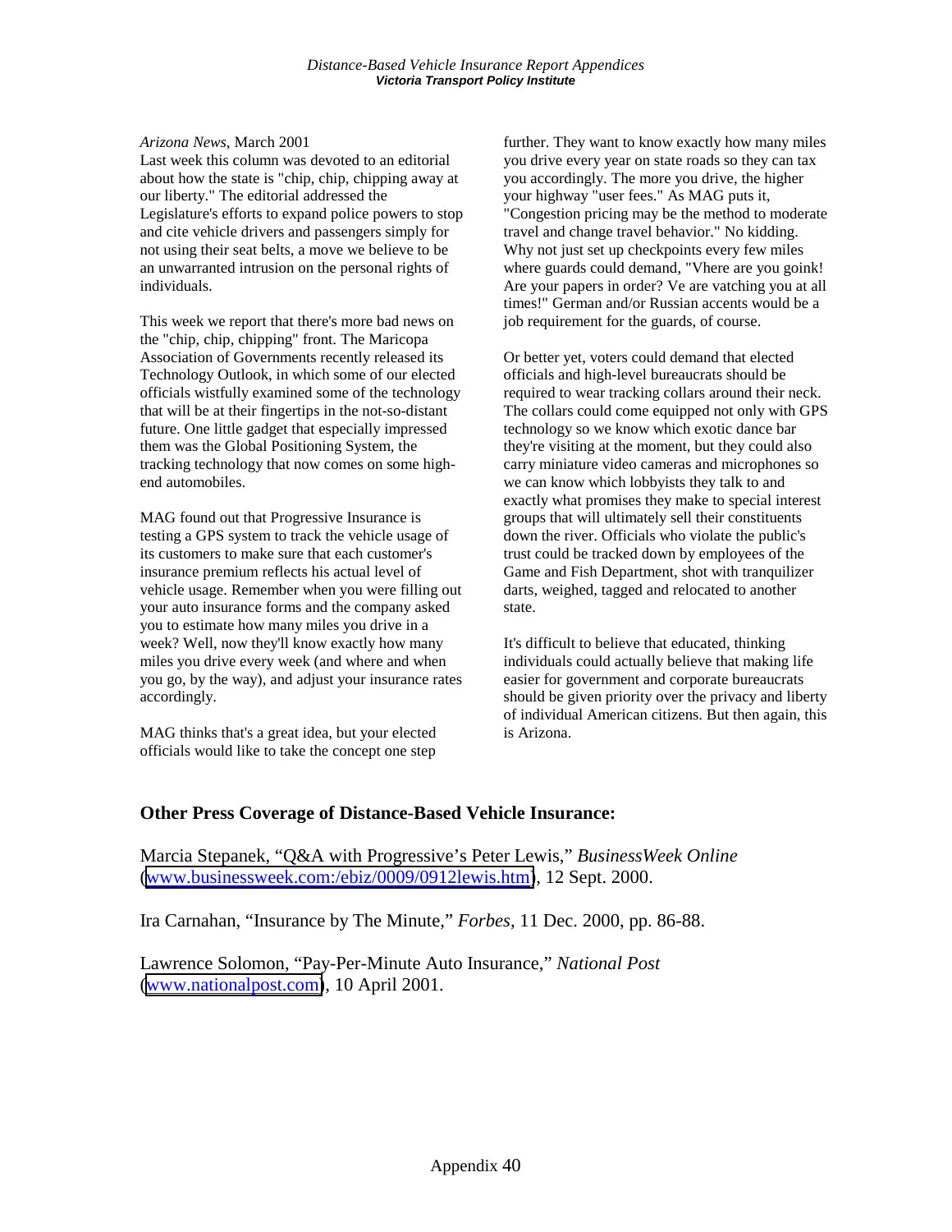*Arizona News*, March 2001

Last week this column was devoted to an editorial about how the state is "chip, chip, chipping away at our liberty." The editorial addressed the Legislature's efforts to expand police powers to stop and cite vehicle drivers and passengers simply for not using their seat belts, a move we believe to be an unwarranted intrusion on the personal rights of individuals.

This week we report that there's more bad news on the "chip, chip, chipping" front. The Maricopa Association of Governments recently released its Technology Outlook, in which some of our elected officials wistfully examined some of the technology that will be at their fingertips in the not-so-distant future. One little gadget that especially impressed them was the Global Positioning System, the tracking technology that now comes on some high-end automobiles.

MAG found out that Progressive Insurance is testing a GPS system to track the vehicle usage of its customers to make sure that each customer's insurance premium reflects his actual level of vehicle usage. Remember when you were filling out your auto insurance forms and the company asked you to estimate how many miles you drive in a week? Well, now they'll know exactly how many miles you drive every week (and where and when you go, by the way), and adjust your insurance rates accordingly.

MAG thinks that's a great idea, but your elected officials would like to take the concept one step further. They want to know exactly how many miles you drive every year on state roads so they can tax you accordingly. The more you drive, the higher your highway "user fees." As MAG puts it, "Congestion pricing may be the method to moderate travel and change travel behavior." No kidding. Why not just set up checkpoints every few miles where guards could demand, "Where are you goink! Are your papers in order? Ve are vatching you at all times!" German and/or Russian accents would be a job requirement for the guards, of course.

Or better yet, voters could demand that elected officials and high-level bureaucrats should be required to wear tracking collars around their neck. The collars could come equipped not only with GPS technology so we know which exotic dance bar they're visiting at the moment, but they could also carry miniature video cameras and microphones so we can know which lobbyists they talk to and exactly what promises they make to special interest groups that will ultimately sell their constituents down the river. Officials who violate the public's trust could be tracked down by employees of the Game and Fish Department, shot with tranquilizer darts, weighed, tagged and relocated to another state.

It's difficult to believe that educated, thinking individuals could actually believe that making life easier for government and corporate bureaucrats should be given priority over the privacy and liberty of individual American citizens. But then again, this is Arizona.

## Other Press Coverage of Distance-Based Vehicle Insurance:

Marcia Stepanek, "Q&A with Progressive's Peter Lewis," *BusinessWeek Online* (www.businessweek.com:/ebiz/0009/0912lewis.htm), 12 Sept. 2000.

Ira Carnahan, "Insurance by The Minute," *Forbes*, 11 Dec. 2000, pp. 86-88.

Lawrence Solomon, "Pay-Per-Minute Auto Insurance," *National Post* (www.nationalpost.com), 10 April 2001.